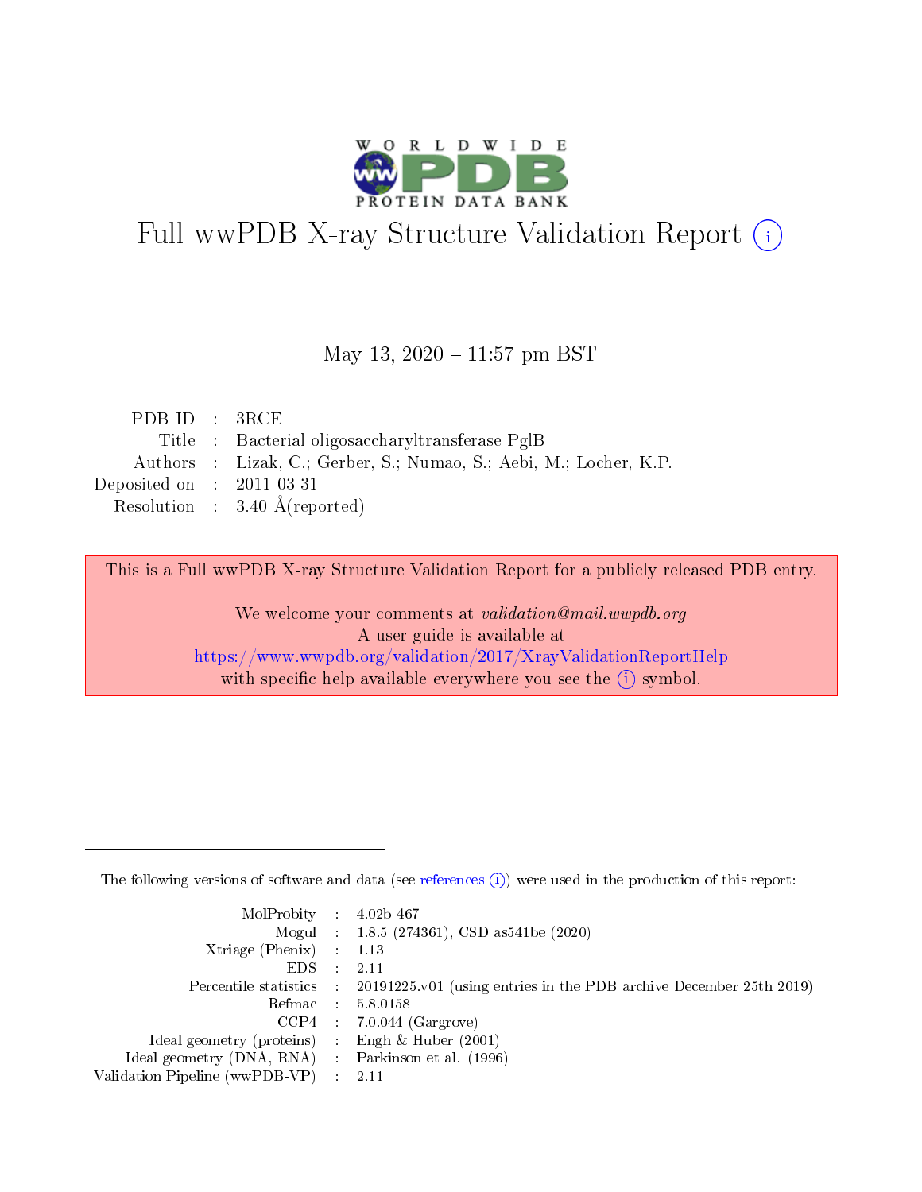# Full wwPDB X-ray Structure Validation Report (i)

May 13, 2020 – 11:57 pm BST

| | | |
|---|---|---|
| PDB ID | : | 3RCE |
| Title | : | Bacterial oligosaccharyltransferase PglB |
| Authors | : | Lizak, C.; Gerber, S.; Numao, S.; Aebi, M.; Locher, K.P. |
| Deposited on | : | 2011-03-31 |
| Resolution | : | 3.40 Å(reported) |

This is a Full wwPDB X-ray Structure Validation Report for a publicly released PDB entry.

We welcome your comments at *validation@mail.wwpdb.org*
A user guide is available at
https://www.wwpdb.org/validation/2017/XrayValidationReportHelp
with specific help available everywhere you see the (i) symbol.

The following versions of software and data (see references (i)) were used in the production of this report:

| | | |
|---|---|---|
| MolProbity | : | 4.02b-467 |
| Mogul | : | 1.8.5 (274361), CSD as541be (2020) |
| Xtriage (Phenix) | : | 1.13 |
| EDS | : | 2.11 |
| Percentile statistics | : | 20191225.v01 (using entries in the PDB archive December 25th 2019) |
| Refmac | : | 5.8.0158 |
| CCP4 | : | 7.0.044 (Gargrove) |
| Ideal geometry (proteins) | : | Engh & Huber (2001) |
| Ideal geometry (DNA, RNA) | : | Parkinson et al. (1996) |
| Validation Pipeline (wwPDB-VP) | : | 2.11 |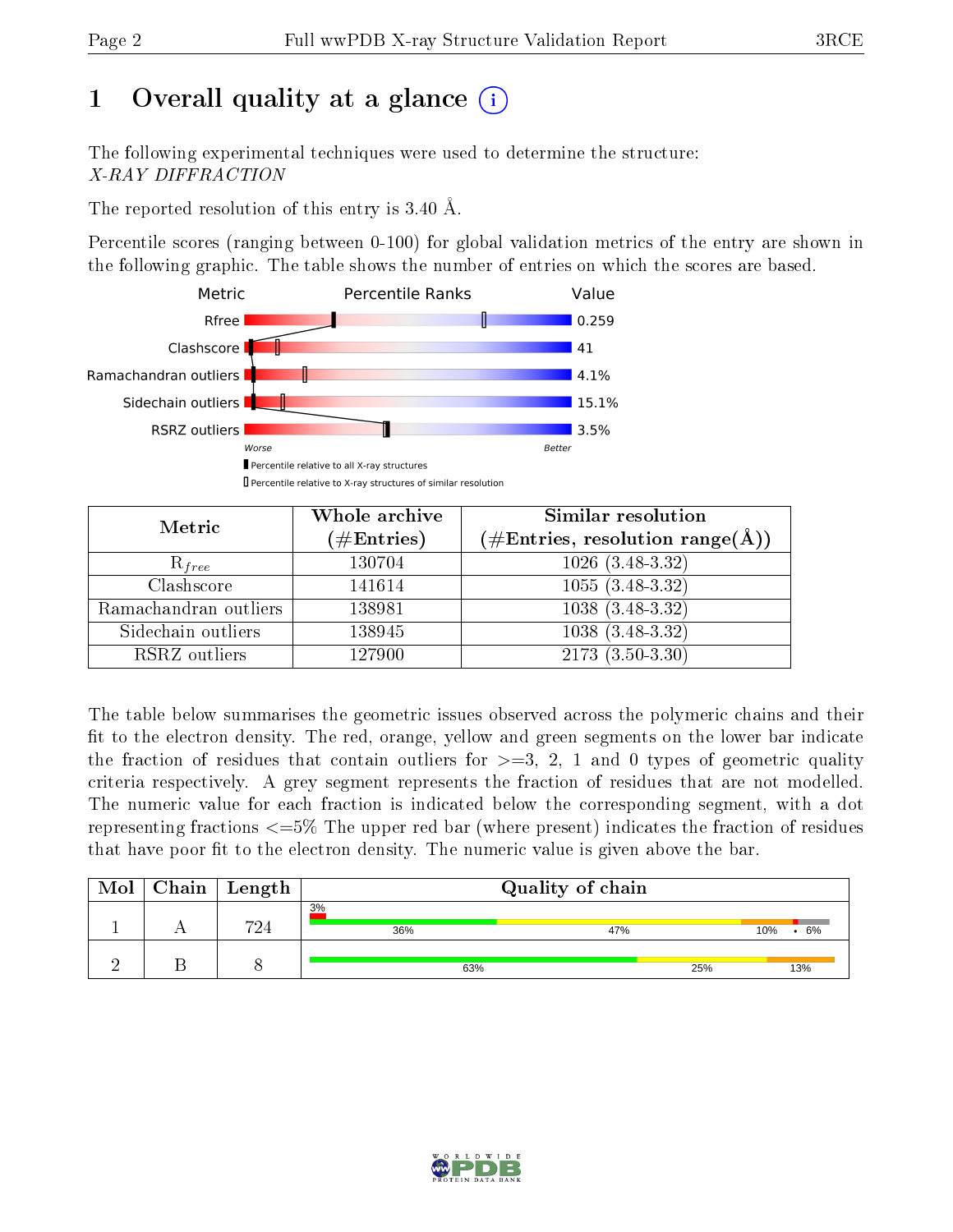# 1 Overall quality at a glance (i)

The following experimental techniques were used to determine the structure:
*X-RAY DIFFRACTION*

The reported resolution of this entry is 3.40 Å.

Percentile scores (ranging between 0-100) for global validation metrics of the entry are shown in the following graphic. The table shows the number of entries on which the scores are based.

| Metric | Value |
|---|---|
| Rfree | 0.259 |
| Clashscore | 41 |
| Ramachandran outliers | 4.1% |
| Sidechain outliers | 15.1% |
| RSRZ outliers | 3.5% |

Worse — Better

▮ Percentile relative to all X-ray structures
▯ Percentile relative to X-ray structures of similar resolution

| Metric | Whole archive (#Entries) | Similar resolution (#Entries, resolution range(Å)) |
|---|---|---|
| $R_{free}$ | 130704 | 1026 (3.48-3.32) |
| Clashscore | 141614 | 1055 (3.48-3.32) |
| Ramachandran outliers | 138981 | 1038 (3.48-3.32) |
| Sidechain outliers | 138945 | 1038 (3.48-3.32) |
| RSRZ outliers | 127900 | 2173 (3.50-3.30) |

The table below summarises the geometric issues observed across the polymeric chains and their fit to the electron density. The red, orange, yellow and green segments on the lower bar indicate the fraction of residues that contain outliers for >=3, 2, 1 and 0 types of geometric quality criteria respectively. A grey segment represents the fraction of residues that are not modelled. The numeric value for each fraction is indicated below the corresponding segment, with a dot representing fractions <=5% The upper red bar (where present) indicates the fraction of residues that have poor fit to the electron density. The numeric value is given above the bar.

| Mol | Chain | Length | Quality of chain |
|---|---|---|---|
| 1 | A | 724 | 3% (poor fit); 36%, 47%, 10%, •, 6% |
| 2 | B | 8 | 63%, 25%, 13% |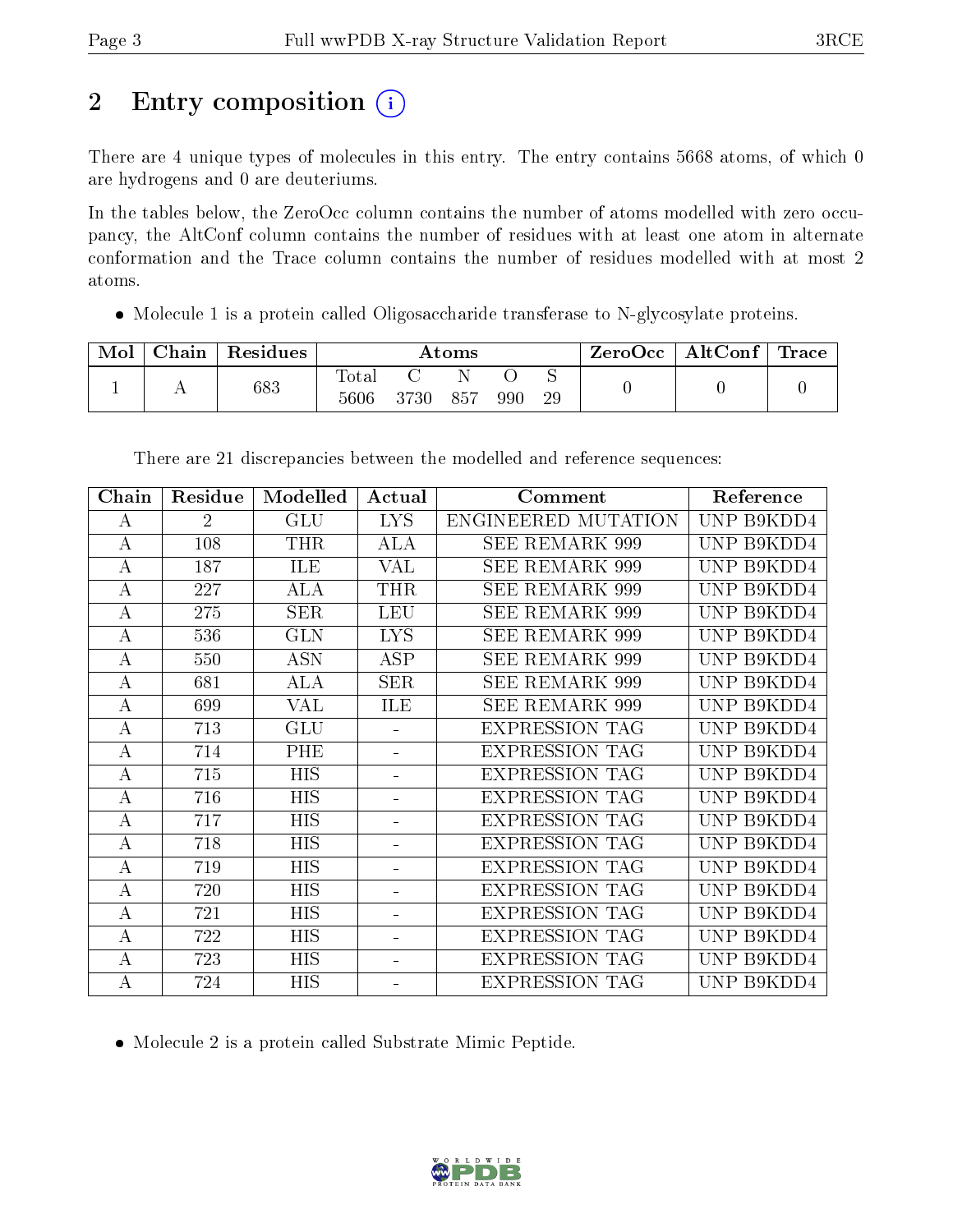# 2 Entry composition

There are 4 unique types of molecules in this entry. The entry contains 5668 atoms, of which 0 are hydrogens and 0 are deuteriums.

In the tables below, the ZeroOcc column contains the number of atoms modelled with zero occupancy, the AltConf column contains the number of residues with at least one atom in alternate conformation and the Trace column contains the number of residues modelled with at most 2 atoms.

- Molecule 1 is a protein called Oligosaccharide transferase to N-glycosylate proteins.

| Mol | Chain | Residues | Atoms | | | | | ZeroOcc | AltConf | Trace |
|---|---|---|---|---|---|---|---|---|---|---|
| 1 | A | 683 | Total<br>5606 | C<br>3730 | N<br>857 | O<br>990 | S<br>29 | 0 | 0 | 0 |

There are 21 discrepancies between the modelled and reference sequences:

| Chain | Residue | Modelled | Actual | Comment | Reference |
|---|---|---|---|---|---|
| A | 2 | GLU | LYS | ENGINEERED MUTATION | UNP B9KDD4 |
| A | 108 | THR | ALA | SEE REMARK 999 | UNP B9KDD4 |
| A | 187 | ILE | VAL | SEE REMARK 999 | UNP B9KDD4 |
| A | 227 | ALA | THR | SEE REMARK 999 | UNP B9KDD4 |
| A | 275 | SER | LEU | SEE REMARK 999 | UNP B9KDD4 |
| A | 536 | GLN | LYS | SEE REMARK 999 | UNP B9KDD4 |
| A | 550 | ASN | ASP | SEE REMARK 999 | UNP B9KDD4 |
| A | 681 | ALA | SER | SEE REMARK 999 | UNP B9KDD4 |
| A | 699 | VAL | ILE | SEE REMARK 999 | UNP B9KDD4 |
| A | 713 | GLU | - | EXPRESSION TAG | UNP B9KDD4 |
| A | 714 | PHE | - | EXPRESSION TAG | UNP B9KDD4 |
| A | 715 | HIS | - | EXPRESSION TAG | UNP B9KDD4 |
| A | 716 | HIS | - | EXPRESSION TAG | UNP B9KDD4 |
| A | 717 | HIS | - | EXPRESSION TAG | UNP B9KDD4 |
| A | 718 | HIS | - | EXPRESSION TAG | UNP B9KDD4 |
| A | 719 | HIS | - | EXPRESSION TAG | UNP B9KDD4 |
| A | 720 | HIS | - | EXPRESSION TAG | UNP B9KDD4 |
| A | 721 | HIS | - | EXPRESSION TAG | UNP B9KDD4 |
| A | 722 | HIS | - | EXPRESSION TAG | UNP B9KDD4 |
| A | 723 | HIS | - | EXPRESSION TAG | UNP B9KDD4 |
| A | 724 | HIS | - | EXPRESSION TAG | UNP B9KDD4 |

- Molecule 2 is a protein called Substrate Mimic Peptide.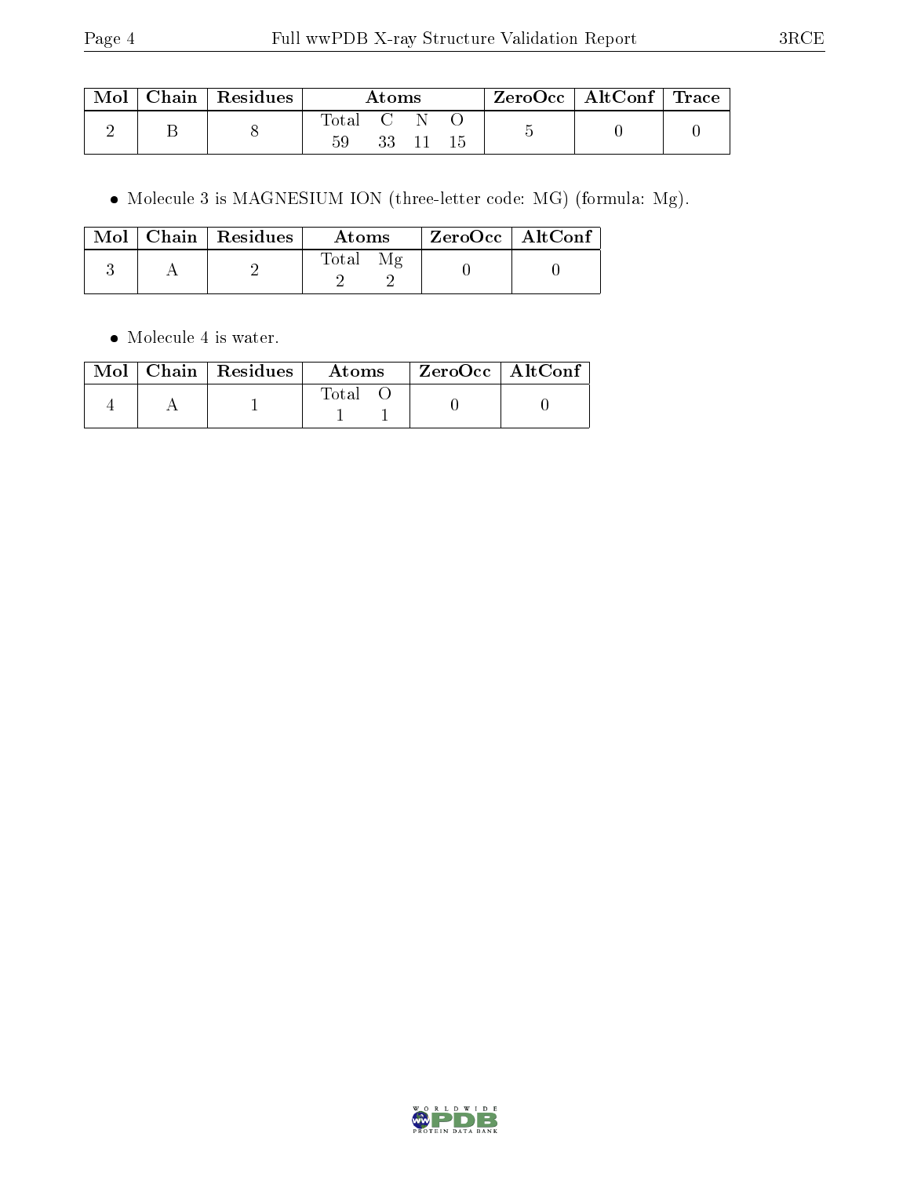| Mol | Chain | Residues | Atoms | | | | ZeroOcc | AltConf | Trace |
|---|---|---|---|---|---|---|---|---|---|
| | | | Total | C | N | O | | | |
| 2 | B | 8 | 59 | 33 | 11 | 15 | 5 | 0 | 0 |

- Molecule 3 is MAGNESIUM ION (three-letter code: MG) (formula: Mg).

| Mol | Chain | Residues | Atoms | | ZeroOcc | AltConf |
|---|---|---|---|---|---|---|
| | | | Total | Mg | | |
| 3 | A | 2 | 2 | 2 | 0 | 0 |

- Molecule 4 is water.

| Mol | Chain | Residues | Atoms | | ZeroOcc | AltConf |
|---|---|---|---|---|---|---|
| | | | Total | O | | |
| 4 | A | 1 | 1 | 1 | 0 | 0 |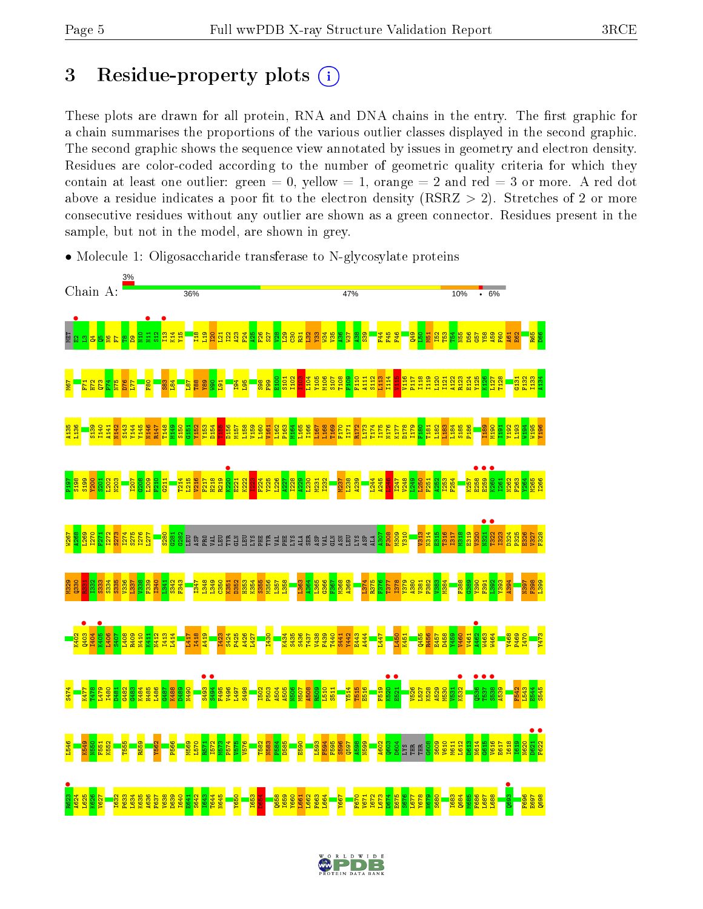# 3 Residue-property plots

These plots are drawn for all protein, RNA and DNA chains in the entry. The first graphic for a chain summarises the proportions of the various outlier classes displayed in the second graphic. The second graphic shows the sequence view annotated by issues in geometry and electron density. Residues are color-coded according to the number of geometric quality criteria for which they contain at least one outlier: green = 0, yellow = 1, orange = 2 and red = 3 or more. A red dot above a residue indicates a poor fit to the electron density (RSRZ > 2). Stretches of 2 or more consecutive residues without any outlier are shown as a green connector. Residues present in the sample, but not in the model, are shown in grey.

- Molecule 1: Oligosaccharide transferase to N-glycosylate proteins

Chain A: 3% | 36% | 47% | 10% | • | 6%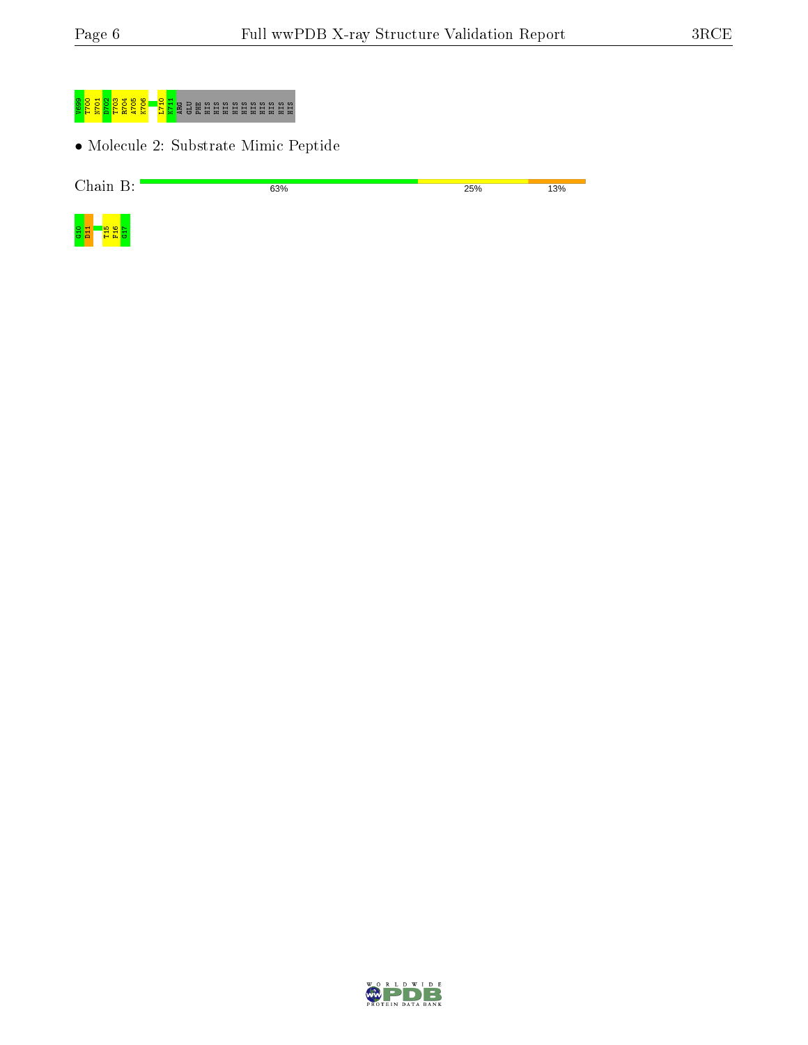V699 T700 N701 D702 T703 R704 A705 K706 L710 K711 ARG GLU PHE HIS HIS HIS HIS HIS HIS HIS HIS HIS HIS

- Molecule 2: Substrate Mimic Peptide

Chain B: 63% 25% 13%

G10 D11 T15 F16 G17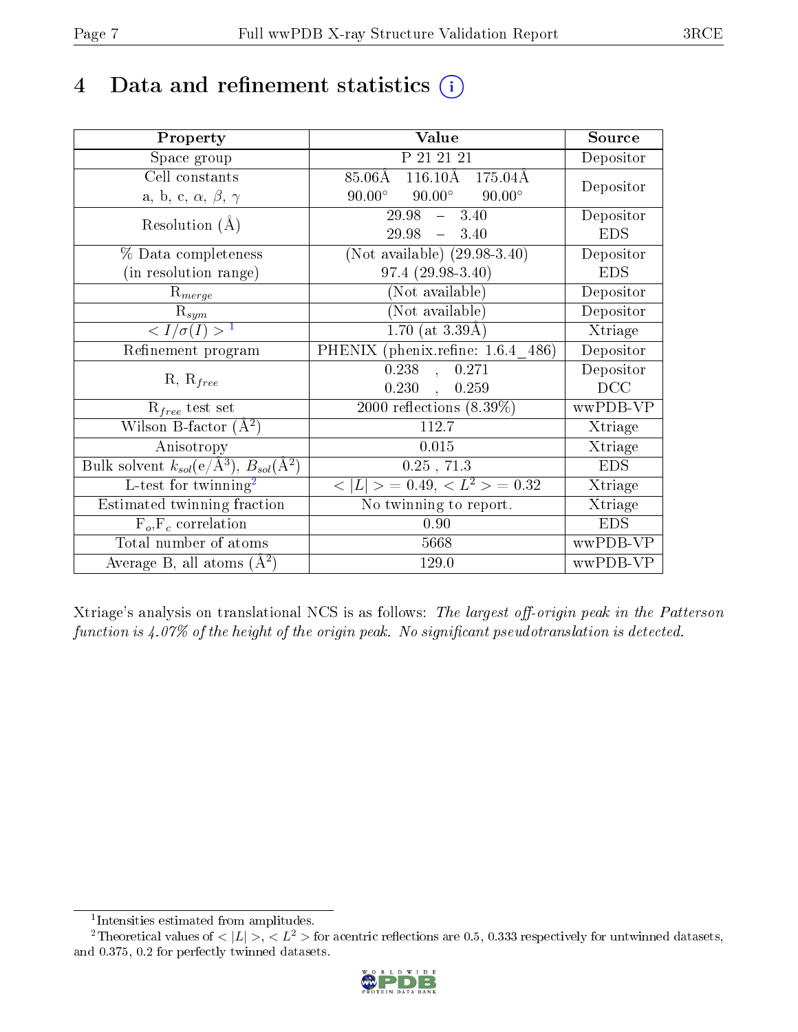# 4 Data and refinement statistics (i)

| Property | Value | Source |
|---|---|---|
| Space group | P 21 21 21 | Depositor |
| Cell constants<br>a, b, c, $\alpha$, $\beta$, $\gamma$ | 85.06Å 116.10Å 175.04Å<br>90.00° 90.00° 90.00° | Depositor |
| Resolution (Å) | 29.98 – 3.40<br>29.98 – 3.40 | Depositor<br>EDS |
| % Data completeness<br>(in resolution range) | (Not available) (29.98-3.40)<br>97.4 (29.98-3.40) | Depositor<br>EDS |
| $R_{merge}$ | (Not available) | Depositor |
| $R_{sym}$ | (Not available) | Depositor |
| $< I/\sigma(I) >$ [1] | 1.70 (at 3.39Å) | Xtriage |
| Refinement program | PHENIX (phenix.refine: 1.6.4_486) | Depositor |
| R, $R_{free}$ | 0.238 , 0.271<br>0.230 , 0.259 | Depositor<br>DCC |
| $R_{free}$ test set | 2000 reflections (8.39%) | wwPDB-VP |
| Wilson B-factor ($Å^2$) | 112.7 | Xtriage |
| Anisotropy | 0.015 | Xtriage |
| Bulk solvent $k_{sol}$(e/$Å^3$), $B_{sol}$($Å^2$) | 0.25 , 71.3 | EDS |
| L-test for twinning[2] | $< \|L\| > = 0.49$, $< L^2 > = 0.32$ | Xtriage |
| Estimated twinning fraction | No twinning to report. | Xtriage |
| $F_o$,$F_c$ correlation | 0.90 | EDS |
| Total number of atoms | 5668 | wwPDB-VP |
| Average B, all atoms ($Å^2$) | 129.0 | wwPDB-VP |

Xtriage's analysis on translational NCS is as follows: *The largest off-origin peak in the Patterson function is 4.07% of the height of the origin peak. No significant pseudotranslation is detected.*

[1] Intensities estimated from amplitudes.

[2] Theoretical values of $< |L| >$, $< L^2 >$ for acentric reflections are 0.5, 0.333 respectively for untwinned datasets, and 0.375, 0.2 for perfectly twinned datasets.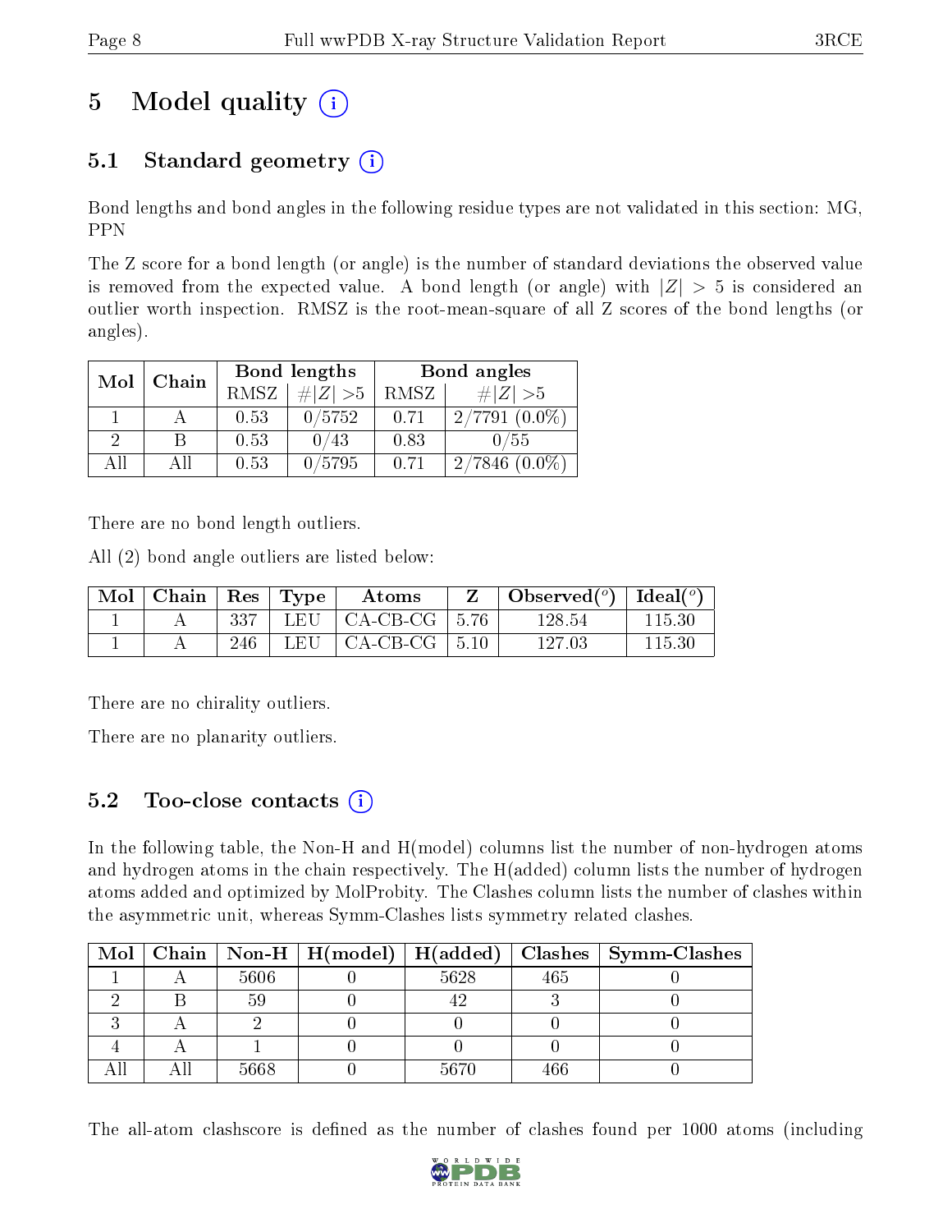# 5 Model quality

## 5.1 Standard geometry

Bond lengths and bond angles in the following residue types are not validated in this section: MG, PPN

The Z score for a bond length (or angle) is the number of standard deviations the observed value is removed from the expected value. A bond length (or angle) with $|Z| > 5$ is considered an outlier worth inspection. RMSZ is the root-mean-square of all Z scores of the bond lengths (or angles).

| Mol | Chain | Bond lengths | | Bond angles | |
|---|---|---|---|---|---|
| | | RMSZ | #\|Z\| >5 | RMSZ | #\|Z\| >5 |
| 1 | A | 0.53 | 0/5752 | 0.71 | 2/7791 (0.0%) |
| 2 | B | 0.53 | 0/43 | 0.83 | 0/55 |
| All | All | 0.53 | 0/5795 | 0.71 | 2/7846 (0.0%) |

There are no bond length outliers.

All (2) bond angle outliers are listed below:

| Mol | Chain | Res | Type | Atoms | Z | Observed(°) | Ideal(°) |
|---|---|---|---|---|---|---|---|
| 1 | A | 337 | LEU | CA-CB-CG | 5.76 | 128.54 | 115.30 |
| 1 | A | 246 | LEU | CA-CB-CG | 5.10 | 127.03 | 115.30 |

There are no chirality outliers.

There are no planarity outliers.

## 5.2 Too-close contacts

In the following table, the Non-H and H(model) columns list the number of non-hydrogen atoms and hydrogen atoms in the chain respectively. The H(added) column lists the number of hydrogen atoms added and optimized by MolProbity. The Clashes column lists the number of clashes within the asymmetric unit, whereas Symm-Clashes lists symmetry related clashes.

| Mol | Chain | Non-H | H(model) | H(added) | Clashes | Symm-Clashes |
|---|---|---|---|---|---|---|
| 1 | A | 5606 | 0 | 5628 | 465 | 0 |
| 2 | B | 59 | 0 | 42 | 3 | 0 |
| 3 | A | 2 | 0 | 0 | 0 | 0 |
| 4 | A | 1 | 0 | 0 | 0 | 0 |
| All | All | 5668 | 0 | 5670 | 466 | 0 |

The all-atom clashscore is defined as the number of clashes found per 1000 atoms (including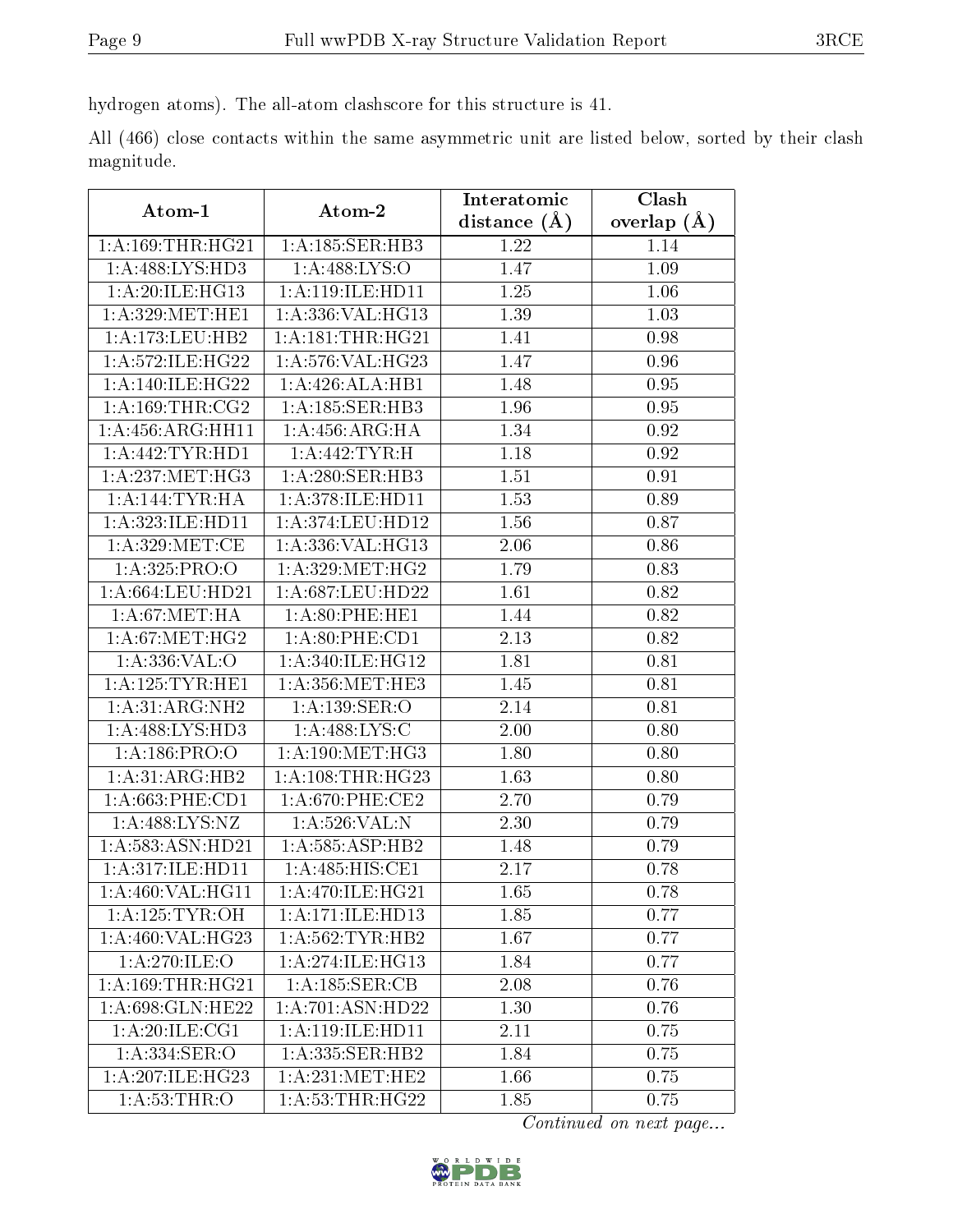hydrogen atoms). The all-atom clashscore for this structure is 41.

All (466) close contacts within the same asymmetric unit are listed below, sorted by their clash magnitude.

| Atom-1 | Atom-2 | Interatomic distance (Å) | Clash overlap (Å) |
|---|---|---|---|
| 1:A:169:THR:HG21 | 1:A:185:SER:HB3 | 1.22 | 1.14 |
| 1:A:488:LYS:HD3 | 1:A:488:LYS:O | 1.47 | 1.09 |
| 1:A:20:ILE:HG13 | 1:A:119:ILE:HD11 | 1.25 | 1.06 |
| 1:A:329:MET:HE1 | 1:A:336:VAL:HG13 | 1.39 | 1.03 |
| 1:A:173:LEU:HB2 | 1:A:181:THR:HG21 | 1.41 | 0.98 |
| 1:A:572:ILE:HG22 | 1:A:576:VAL:HG23 | 1.47 | 0.96 |
| 1:A:140:ILE:HG22 | 1:A:426:ALA:HB1 | 1.48 | 0.95 |
| 1:A:169:THR:CG2 | 1:A:185:SER:HB3 | 1.96 | 0.95 |
| 1:A:456:ARG:HH11 | 1:A:456:ARG:HA | 1.34 | 0.92 |
| 1:A:442:TYR:HD1 | 1:A:442:TYR:H | 1.18 | 0.92 |
| 1:A:237:MET:HG3 | 1:A:280:SER:HB3 | 1.51 | 0.91 |
| 1:A:144:TYR:HA | 1:A:378:ILE:HD11 | 1.53 | 0.89 |
| 1:A:323:ILE:HD11 | 1:A:374:LEU:HD12 | 1.56 | 0.87 |
| 1:A:329:MET:CE | 1:A:336:VAL:HG13 | 2.06 | 0.86 |
| 1:A:325:PRO:O | 1:A:329:MET:HG2 | 1.79 | 0.83 |
| 1:A:664:LEU:HD21 | 1:A:687:LEU:HD22 | 1.61 | 0.82 |
| 1:A:67:MET:HA | 1:A:80:PHE:HE1 | 1.44 | 0.82 |
| 1:A:67:MET:HG2 | 1:A:80:PHE:CD1 | 2.13 | 0.82 |
| 1:A:336:VAL:O | 1:A:340:ILE:HG12 | 1.81 | 0.81 |
| 1:A:125:TYR:HE1 | 1:A:356:MET:HE3 | 1.45 | 0.81 |
| 1:A:31:ARG:NH2 | 1:A:139:SER:O | 2.14 | 0.81 |
| 1:A:488:LYS:HD3 | 1:A:488:LYS:C | 2.00 | 0.80 |
| 1:A:186:PRO:O | 1:A:190:MET:HG3 | 1.80 | 0.80 |
| 1:A:31:ARG:HB2 | 1:A:108:THR:HG23 | 1.63 | 0.80 |
| 1:A:663:PHE:CD1 | 1:A:670:PHE:CE2 | 2.70 | 0.79 |
| 1:A:488:LYS:NZ | 1:A:526:VAL:N | 2.30 | 0.79 |
| 1:A:583:ASN:HD21 | 1:A:585:ASP:HB2 | 1.48 | 0.79 |
| 1:A:317:ILE:HD11 | 1:A:485:HIS:CE1 | 2.17 | 0.78 |
| 1:A:460:VAL:HG11 | 1:A:470:ILE:HG21 | 1.65 | 0.78 |
| 1:A:125:TYR:OH | 1:A:171:ILE:HD13 | 1.85 | 0.77 |
| 1:A:460:VAL:HG23 | 1:A:562:TYR:HB2 | 1.67 | 0.77 |
| 1:A:270:ILE:O | 1:A:274:ILE:HG13 | 1.84 | 0.77 |
| 1:A:169:THR:HG21 | 1:A:185:SER:CB | 2.08 | 0.76 |
| 1:A:698:GLN:HE22 | 1:A:701:ASN:HD22 | 1.30 | 0.76 |
| 1:A:20:ILE:CG1 | 1:A:119:ILE:HD11 | 2.11 | 0.75 |
| 1:A:334:SER:O | 1:A:335:SER:HB2 | 1.84 | 0.75 |
| 1:A:207:ILE:HG23 | 1:A:231:MET:HE2 | 1.66 | 0.75 |
| 1:A:53:THR:O | 1:A:53:THR:HG22 | 1.85 | 0.75 |

*Continued on next page...*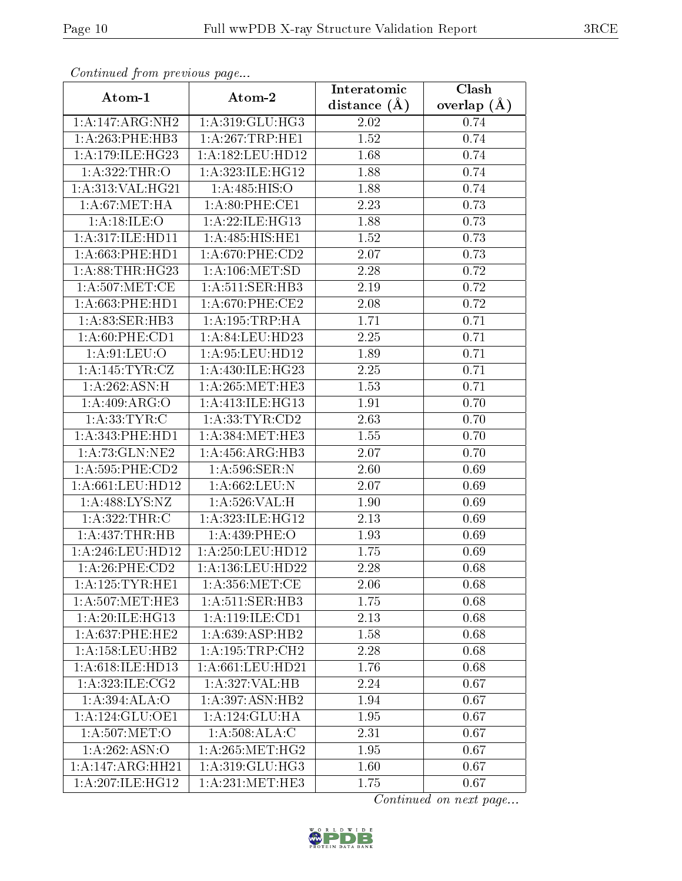*Continued from previous page...*

| Atom-1 | Atom-2 | Interatomic distance (Å) | Clash overlap (Å) |
|---|---|---|---|
| 1:A:147:ARG:NH2 | 1:A:319:GLU:HG3 | 2.02 | 0.74 |
| 1:A:263:PHE:HB3 | 1:A:267:TRP:HE1 | 1.52 | 0.74 |
| 1:A:179:ILE:HG23 | 1:A:182:LEU:HD12 | 1.68 | 0.74 |
| 1:A:322:THR:O | 1:A:323:ILE:HG12 | 1.88 | 0.74 |
| 1:A:313:VAL:HG21 | 1:A:485:HIS:O | 1.88 | 0.74 |
| 1:A:67:MET:HA | 1:A:80:PHE:CE1 | 2.23 | 0.73 |
| 1:A:18:ILE:O | 1:A:22:ILE:HG13 | 1.88 | 0.73 |
| 1:A:317:ILE:HD11 | 1:A:485:HIS:HE1 | 1.52 | 0.73 |
| 1:A:663:PHE:HD1 | 1:A:670:PHE:CD2 | 2.07 | 0.73 |
| 1:A:88:THR:HG23 | 1:A:106:MET:SD | 2.28 | 0.72 |
| 1:A:507:MET:CE | 1:A:511:SER:HB3 | 2.19 | 0.72 |
| 1:A:663:PHE:HD1 | 1:A:670:PHE:CE2 | 2.08 | 0.72 |
| 1:A:83:SER:HB3 | 1:A:195:TRP:HA | 1.71 | 0.71 |
| 1:A:60:PHE:CD1 | 1:A:84:LEU:HD23 | 2.25 | 0.71 |
| 1:A:91:LEU:O | 1:A:95:LEU:HD12 | 1.89 | 0.71 |
| 1:A:145:TYR:CZ | 1:A:430:ILE:HG23 | 2.25 | 0.71 |
| 1:A:262:ASN:H | 1:A:265:MET:HE3 | 1.53 | 0.71 |
| 1:A:409:ARG:O | 1:A:413:ILE:HG13 | 1.91 | 0.70 |
| 1:A:33:TYR:C | 1:A:33:TYR:CD2 | 2.63 | 0.70 |
| 1:A:343:PHE:HD1 | 1:A:384:MET:HE3 | 1.55 | 0.70 |
| 1:A:73:GLN:NE2 | 1:A:456:ARG:HB3 | 2.07 | 0.70 |
| 1:A:595:PHE:CD2 | 1:A:596:SER:N | 2.60 | 0.69 |
| 1:A:661:LEU:HD12 | 1:A:662:LEU:N | 2.07 | 0.69 |
| 1:A:488:LYS:NZ | 1:A:526:VAL:H | 1.90 | 0.69 |
| 1:A:322:THR:C | 1:A:323:ILE:HG12 | 2.13 | 0.69 |
| 1:A:437:THR:HB | 1:A:439:PHE:O | 1.93 | 0.69 |
| 1:A:246:LEU:HD12 | 1:A:250:LEU:HD12 | 1.75 | 0.69 |
| 1:A:26:PHE:CD2 | 1:A:136:LEU:HD22 | 2.28 | 0.68 |
| 1:A:125:TYR:HE1 | 1:A:356:MET:CE | 2.06 | 0.68 |
| 1:A:507:MET:HE3 | 1:A:511:SER:HB3 | 1.75 | 0.68 |
| 1:A:20:ILE:HG13 | 1:A:119:ILE:CD1 | 2.13 | 0.68 |
| 1:A:637:PHE:HE2 | 1:A:639:ASP:HB2 | 1.58 | 0.68 |
| 1:A:158:LEU:HB2 | 1:A:195:TRP:CH2 | 2.28 | 0.68 |
| 1:A:618:ILE:HD13 | 1:A:661:LEU:HD21 | 1.76 | 0.68 |
| 1:A:323:ILE:CG2 | 1:A:327:VAL:HB | 2.24 | 0.67 |
| 1:A:394:ALA:O | 1:A:397:ASN:HB2 | 1.94 | 0.67 |
| 1:A:124:GLU:OE1 | 1:A:124:GLU:HA | 1.95 | 0.67 |
| 1:A:507:MET:O | 1:A:508:ALA:C | 2.31 | 0.67 |
| 1:A:262:ASN:O | 1:A:265:MET:HG2 | 1.95 | 0.67 |
| 1:A:147:ARG:HH21 | 1:A:319:GLU:HG3 | 1.60 | 0.67 |
| 1:A:207:ILE:HG12 | 1:A:231:MET:HE3 | 1.75 | 0.67 |

*Continued on next page...*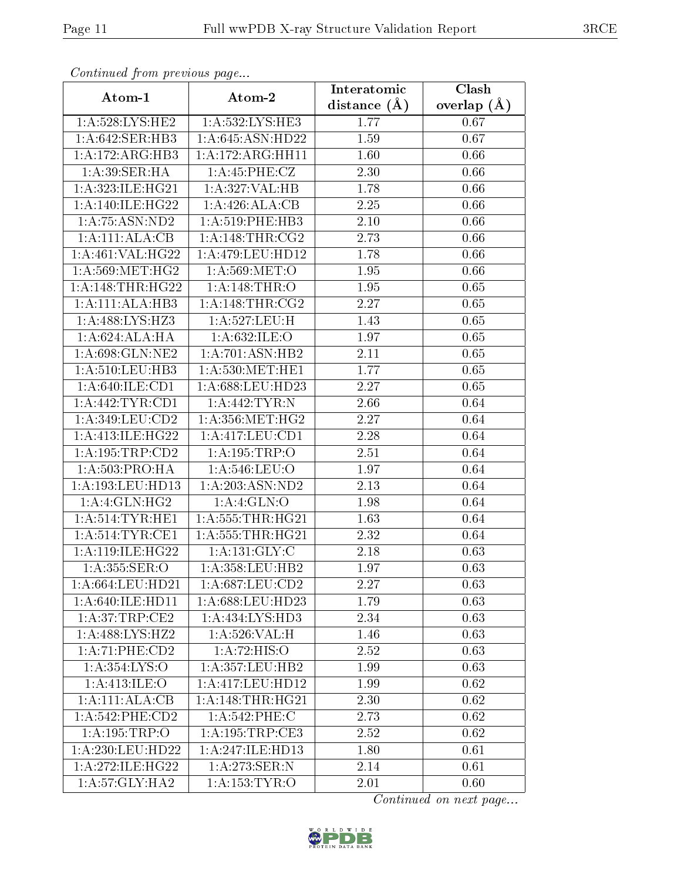*Continued from previous page...*

| Atom-1 | Atom-2 | Interatomic distance (Å) | Clash overlap (Å) |
|---|---|---|---|
| 1:A:528:LYS:HE2 | 1:A:532:LYS:HE3 | 1.77 | 0.67 |
| 1:A:642:SER:HB3 | 1:A:645:ASN:HD22 | 1.59 | 0.67 |
| 1:A:172:ARG:HB3 | 1:A:172:ARG:HH11 | 1.60 | 0.66 |
| 1:A:39:SER:HA | 1:A:45:PHE:CZ | 2.30 | 0.66 |
| 1:A:323:ILE:HG21 | 1:A:327:VAL:HB | 1.78 | 0.66 |
| 1:A:140:ILE:HG22 | 1:A:426:ALA:CB | 2.25 | 0.66 |
| 1:A:75:ASN:ND2 | 1:A:519:PHE:HB3 | 2.10 | 0.66 |
| 1:A:111:ALA:CB | 1:A:148:THR:CG2 | 2.73 | 0.66 |
| 1:A:461:VAL:HG22 | 1:A:479:LEU:HD12 | 1.78 | 0.66 |
| 1:A:569:MET:HG2 | 1:A:569:MET:O | 1.95 | 0.66 |
| 1:A:148:THR:HG22 | 1:A:148:THR:O | 1.95 | 0.65 |
| 1:A:111:ALA:HB3 | 1:A:148:THR:CG2 | 2.27 | 0.65 |
| 1:A:488:LYS:HZ3 | 1:A:527:LEU:H | 1.43 | 0.65 |
| 1:A:624:ALA:HA | 1:A:632:ILE:O | 1.97 | 0.65 |
| 1:A:698:GLN:NE2 | 1:A:701:ASN:HB2 | 2.11 | 0.65 |
| 1:A:510:LEU:HB3 | 1:A:530:MET:HE1 | 1.77 | 0.65 |
| 1:A:640:ILE:CD1 | 1:A:688:LEU:HD23 | 2.27 | 0.65 |
| 1:A:442:TYR:CD1 | 1:A:442:TYR:N | 2.66 | 0.64 |
| 1:A:349:LEU:CD2 | 1:A:356:MET:HG2 | 2.27 | 0.64 |
| 1:A:413:ILE:HG22 | 1:A:417:LEU:CD1 | 2.28 | 0.64 |
| 1:A:195:TRP:CD2 | 1:A:195:TRP:O | 2.51 | 0.64 |
| 1:A:503:PRO:HA | 1:A:546:LEU:O | 1.97 | 0.64 |
| 1:A:193:LEU:HD13 | 1:A:203:ASN:ND2 | 2.13 | 0.64 |
| 1:A:4:GLN:HG2 | 1:A:4:GLN:O | 1.98 | 0.64 |
| 1:A:514:TYR:HE1 | 1:A:555:THR:HG21 | 1.63 | 0.64 |
| 1:A:514:TYR:CE1 | 1:A:555:THR:HG21 | 2.32 | 0.64 |
| 1:A:119:ILE:HG22 | 1:A:131:GLY:C | 2.18 | 0.63 |
| 1:A:355:SER:O | 1:A:358:LEU:HB2 | 1.97 | 0.63 |
| 1:A:664:LEU:HD21 | 1:A:687:LEU:CD2 | 2.27 | 0.63 |
| 1:A:640:ILE:HD11 | 1:A:688:LEU:HD23 | 1.79 | 0.63 |
| 1:A:37:TRP:CE2 | 1:A:434:LYS:HD3 | 2.34 | 0.63 |
| 1:A:488:LYS:HZ2 | 1:A:526:VAL:H | 1.46 | 0.63 |
| 1:A:71:PHE:CD2 | 1:A:72:HIS:O | 2.52 | 0.63 |
| 1:A:354:LYS:O | 1:A:357:LEU:HB2 | 1.99 | 0.63 |
| 1:A:413:ILE:O | 1:A:417:LEU:HD12 | 1.99 | 0.62 |
| 1:A:111:ALA:CB | 1:A:148:THR:HG21 | 2.30 | 0.62 |
| 1:A:542:PHE:CD2 | 1:A:542:PHE:C | 2.73 | 0.62 |
| 1:A:195:TRP:O | 1:A:195:TRP:CE3 | 2.52 | 0.62 |
| 1:A:230:LEU:HD22 | 1:A:247:ILE:HD13 | 1.80 | 0.61 |
| 1:A:272:ILE:HG22 | 1:A:273:SER:N | 2.14 | 0.61 |
| 1:A:57:GLY:HA2 | 1:A:153:TYR:O | 2.01 | 0.60 |

*Continued on next page...*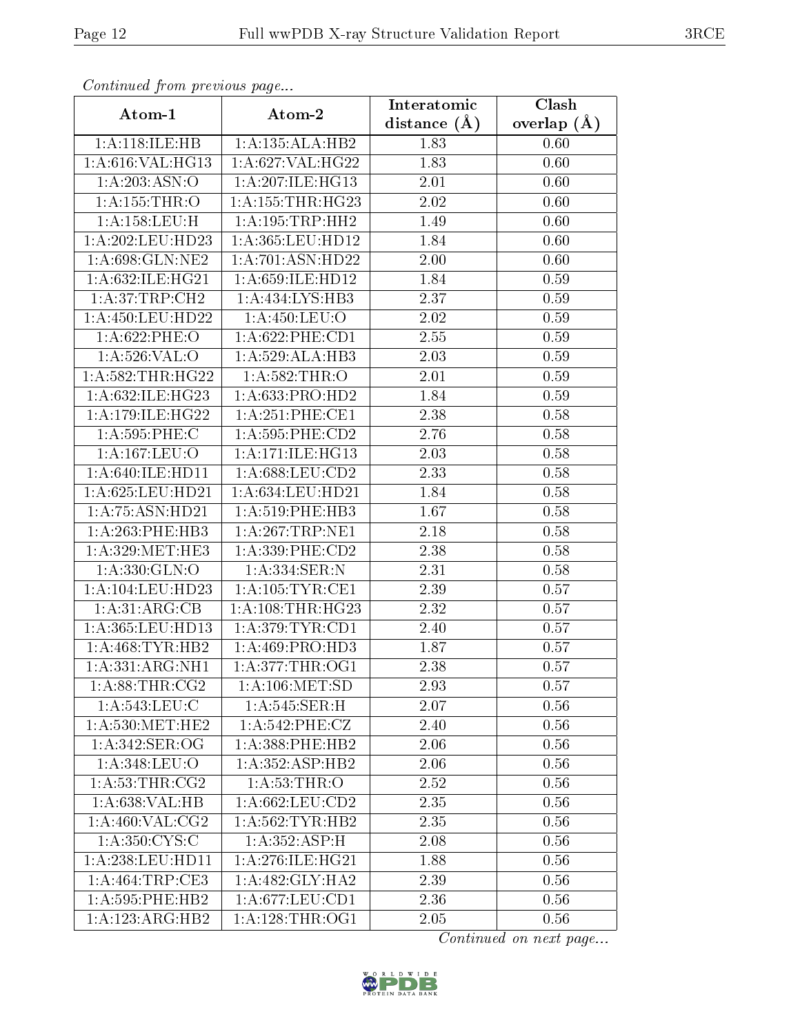*Continued from previous page...*

| Atom-1 | Atom-2 | Interatomic distance (Å) | Clash overlap (Å) |
| --- | --- | --- | --- |
| 1:A:118:ILE:HB | 1:A:135:ALA:HB2 | 1.83 | 0.60 |
| 1:A:616:VAL:HG13 | 1:A:627:VAL:HG22 | 1.83 | 0.60 |
| 1:A:203:ASN:O | 1:A:207:ILE:HG13 | 2.01 | 0.60 |
| 1:A:155:THR:O | 1:A:155:THR:HG23 | 2.02 | 0.60 |
| 1:A:158:LEU:H | 1:A:195:TRP:HH2 | 1.49 | 0.60 |
| 1:A:202:LEU:HD23 | 1:A:365:LEU:HD12 | 1.84 | 0.60 |
| 1:A:698:GLN:NE2 | 1:A:701:ASN:HD22 | 2.00 | 0.60 |
| 1:A:632:ILE:HG21 | 1:A:659:ILE:HD12 | 1.84 | 0.59 |
| 1:A:37:TRP:CH2 | 1:A:434:LYS:HB3 | 2.37 | 0.59 |
| 1:A:450:LEU:HD22 | 1:A:450:LEU:O | 2.02 | 0.59 |
| 1:A:622:PHE:O | 1:A:622:PHE:CD1 | 2.55 | 0.59 |
| 1:A:526:VAL:O | 1:A:529:ALA:HB3 | 2.03 | 0.59 |
| 1:A:582:THR:HG22 | 1:A:582:THR:O | 2.01 | 0.59 |
| 1:A:632:ILE:HG23 | 1:A:633:PRO:HD2 | 1.84 | 0.59 |
| 1:A:179:ILE:HG22 | 1:A:251:PHE:CE1 | 2.38 | 0.58 |
| 1:A:595:PHE:C | 1:A:595:PHE:CD2 | 2.76 | 0.58 |
| 1:A:167:LEU:O | 1:A:171:ILE:HG13 | 2.03 | 0.58 |
| 1:A:640:ILE:HD11 | 1:A:688:LEU:CD2 | 2.33 | 0.58 |
| 1:A:625:LEU:HD21 | 1:A:634:LEU:HD21 | 1.84 | 0.58 |
| 1:A:75:ASN:HD21 | 1:A:519:PHE:HB3 | 1.67 | 0.58 |
| 1:A:263:PHE:HB3 | 1:A:267:TRP:NE1 | 2.18 | 0.58 |
| 1:A:329:MET:HE3 | 1:A:339:PHE:CD2 | 2.38 | 0.58 |
| 1:A:330:GLN:O | 1:A:334:SER:N | 2.31 | 0.58 |
| 1:A:104:LEU:HD23 | 1:A:105:TYR:CE1 | 2.39 | 0.57 |
| 1:A:31:ARG:CB | 1:A:108:THR:HG23 | 2.32 | 0.57 |
| 1:A:365:LEU:HD13 | 1:A:379:TYR:CD1 | 2.40 | 0.57 |
| 1:A:468:TYR:HB2 | 1:A:469:PRO:HD3 | 1.87 | 0.57 |
| 1:A:331:ARG:NH1 | 1:A:377:THR:OG1 | 2.38 | 0.57 |
| 1:A:88:THR:CG2 | 1:A:106:MET:SD | 2.93 | 0.57 |
| 1:A:543:LEU:C | 1:A:545:SER:H | 2.07 | 0.56 |
| 1:A:530:MET:HE2 | 1:A:542:PHE:CZ | 2.40 | 0.56 |
| 1:A:342:SER:OG | 1:A:388:PHE:HB2 | 2.06 | 0.56 |
| 1:A:348:LEU:O | 1:A:352:ASP:HB2 | 2.06 | 0.56 |
| 1:A:53:THR:CG2 | 1:A:53:THR:O | 2.52 | 0.56 |
| 1:A:638:VAL:HB | 1:A:662:LEU:CD2 | 2.35 | 0.56 |
| 1:A:460:VAL:CG2 | 1:A:562:TYR:HB2 | 2.35 | 0.56 |
| 1:A:350:CYS:C | 1:A:352:ASP:H | 2.08 | 0.56 |
| 1:A:238:LEU:HD11 | 1:A:276:ILE:HG21 | 1.88 | 0.56 |
| 1:A:464:TRP:CE3 | 1:A:482:GLY:HA2 | 2.39 | 0.56 |
| 1:A:595:PHE:HB2 | 1:A:677:LEU:CD1 | 2.36 | 0.56 |
| 1:A:123:ARG:HB2 | 1:A:128:THR:OG1 | 2.05 | 0.56 |

*Continued on next page...*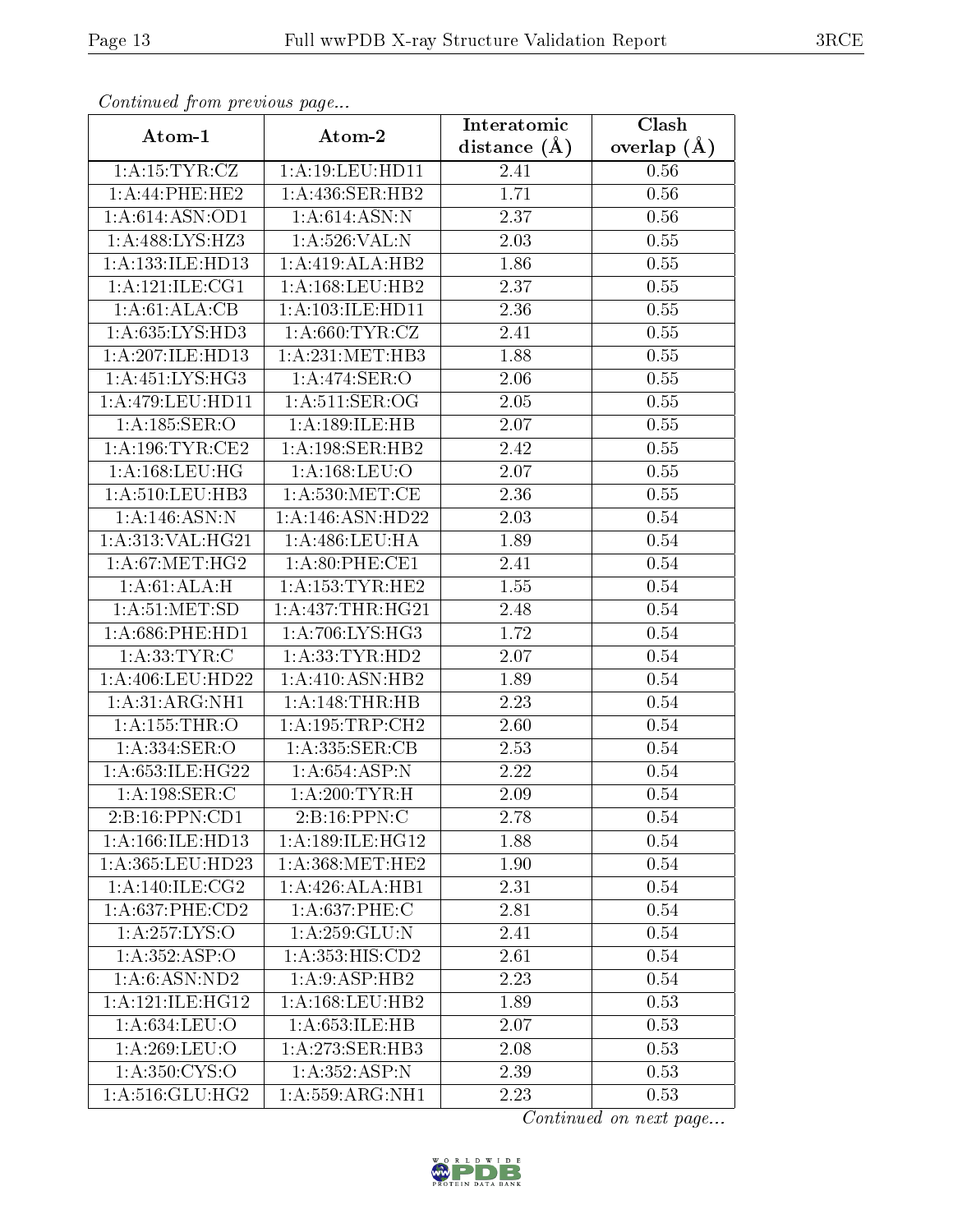*Continued from previous page...*

| Atom-1 | Atom-2 | Interatomic distance (Å) | Clash overlap (Å) |
|---|---|---|---|
| 1:A:15:TYR:CZ | 1:A:19:LEU:HD11 | 2.41 | 0.56 |
| 1:A:44:PHE:HE2 | 1:A:436:SER:HB2 | 1.71 | 0.56 |
| 1:A:614:ASN:OD1 | 1:A:614:ASN:N | 2.37 | 0.56 |
| 1:A:488:LYS:HZ3 | 1:A:526:VAL:N | 2.03 | 0.55 |
| 1:A:133:ILE:HD13 | 1:A:419:ALA:HB2 | 1.86 | 0.55 |
| 1:A:121:ILE:CG1 | 1:A:168:LEU:HB2 | 2.37 | 0.55 |
| 1:A:61:ALA:CB | 1:A:103:ILE:HD11 | 2.36 | 0.55 |
| 1:A:635:LYS:HD3 | 1:A:660:TYR:CZ | 2.41 | 0.55 |
| 1:A:207:ILE:HD13 | 1:A:231:MET:HB3 | 1.88 | 0.55 |
| 1:A:451:LYS:HG3 | 1:A:474:SER:O | 2.06 | 0.55 |
| 1:A:479:LEU:HD11 | 1:A:511:SER:OG | 2.05 | 0.55 |
| 1:A:185:SER:O | 1:A:189:ILE:HB | 2.07 | 0.55 |
| 1:A:196:TYR:CE2 | 1:A:198:SER:HB2 | 2.42 | 0.55 |
| 1:A:168:LEU:HG | 1:A:168:LEU:O | 2.07 | 0.55 |
| 1:A:510:LEU:HB3 | 1:A:530:MET:CE | 2.36 | 0.55 |
| 1:A:146:ASN:N | 1:A:146:ASN:HD22 | 2.03 | 0.54 |
| 1:A:313:VAL:HG21 | 1:A:486:LEU:HA | 1.89 | 0.54 |
| 1:A:67:MET:HG2 | 1:A:80:PHE:CE1 | 2.41 | 0.54 |
| 1:A:61:ALA:H | 1:A:153:TYR:HE2 | 1.55 | 0.54 |
| 1:A:51:MET:SD | 1:A:437:THR:HG21 | 2.48 | 0.54 |
| 1:A:686:PHE:HD1 | 1:A:706:LYS:HG3 | 1.72 | 0.54 |
| 1:A:33:TYR:C | 1:A:33:TYR:HD2 | 2.07 | 0.54 |
| 1:A:406:LEU:HD22 | 1:A:410:ASN:HB2 | 1.89 | 0.54 |
| 1:A:31:ARG:NH1 | 1:A:148:THR:HB | 2.23 | 0.54 |
| 1:A:155:THR:O | 1:A:195:TRP:CH2 | 2.60 | 0.54 |
| 1:A:334:SER:O | 1:A:335:SER:CB | 2.53 | 0.54 |
| 1:A:653:ILE:HG22 | 1:A:654:ASP:N | 2.22 | 0.54 |
| 1:A:198:SER:C | 1:A:200:TYR:H | 2.09 | 0.54 |
| 2:B:16:PPN:CD1 | 2:B:16:PPN:C | 2.78 | 0.54 |
| 1:A:166:ILE:HD13 | 1:A:189:ILE:HG12 | 1.88 | 0.54 |
| 1:A:365:LEU:HD23 | 1:A:368:MET:HE2 | 1.90 | 0.54 |
| 1:A:140:ILE:CG2 | 1:A:426:ALA:HB1 | 2.31 | 0.54 |
| 1:A:637:PHE:CD2 | 1:A:637:PHE:C | 2.81 | 0.54 |
| 1:A:257:LYS:O | 1:A:259:GLU:N | 2.41 | 0.54 |
| 1:A:352:ASP:O | 1:A:353:HIS:CD2 | 2.61 | 0.54 |
| 1:A:6:ASN:ND2 | 1:A:9:ASP:HB2 | 2.23 | 0.54 |
| 1:A:121:ILE:HG12 | 1:A:168:LEU:HB2 | 1.89 | 0.53 |
| 1:A:634:LEU:O | 1:A:653:ILE:HB | 2.07 | 0.53 |
| 1:A:269:LEU:O | 1:A:273:SER:HB3 | 2.08 | 0.53 |
| 1:A:350:CYS:O | 1:A:352:ASP:N | 2.39 | 0.53 |
| 1:A:516:GLU:HG2 | 1:A:559:ARG:NH1 | 2.23 | 0.53 |

*Continued on next page...*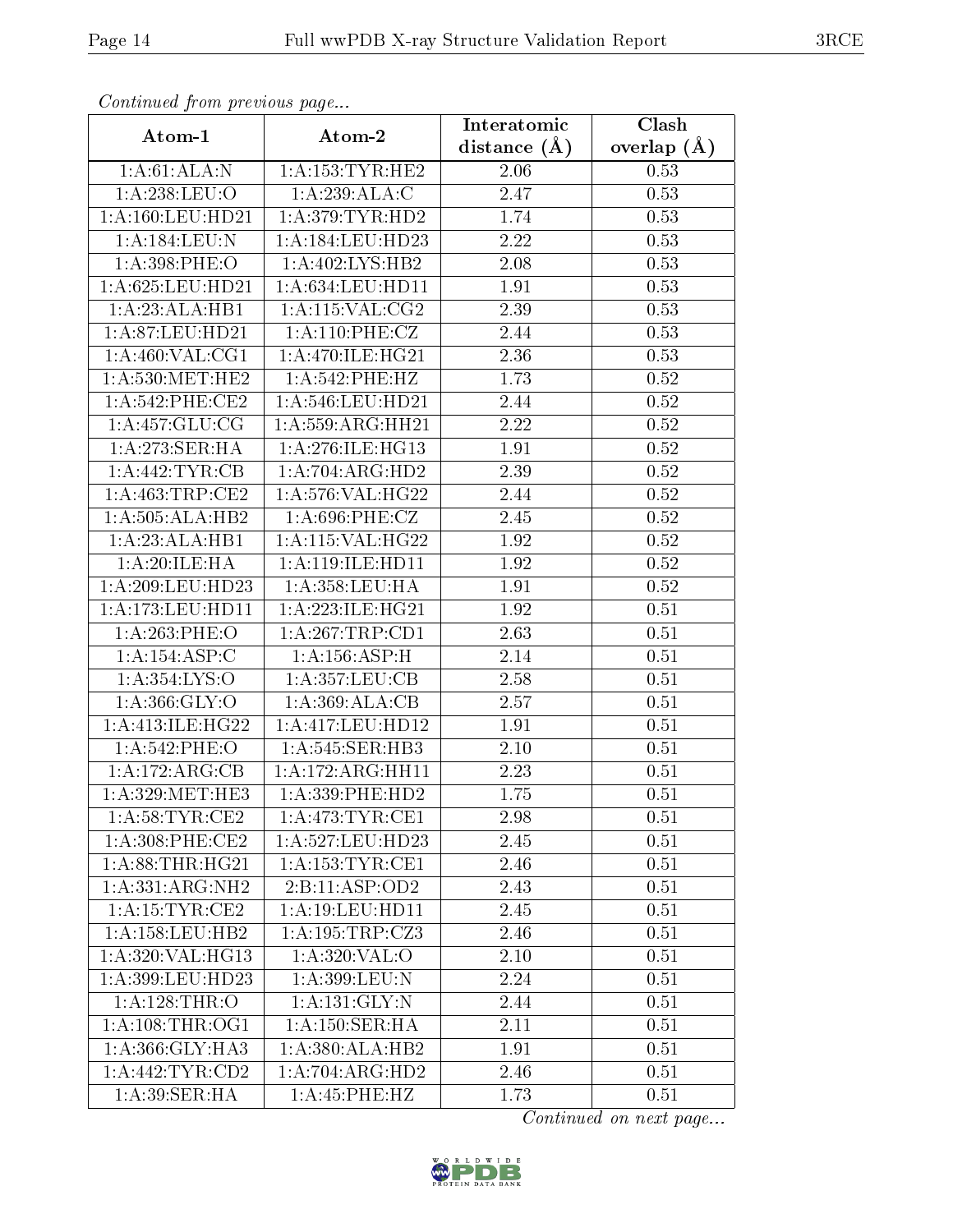*Continued from previous page...*

| Atom-1 | Atom-2 | Interatomic distance (Å) | Clash overlap (Å) |
|---|---|---|---|
| 1:A:61:ALA:N | 1:A:153:TYR:HE2 | 2.06 | 0.53 |
| 1:A:238:LEU:O | 1:A:239:ALA:C | 2.47 | 0.53 |
| 1:A:160:LEU:HD21 | 1:A:379:TYR:HD2 | 1.74 | 0.53 |
| 1:A:184:LEU:N | 1:A:184:LEU:HD23 | 2.22 | 0.53 |
| 1:A:398:PHE:O | 1:A:402:LYS:HB2 | 2.08 | 0.53 |
| 1:A:625:LEU:HD21 | 1:A:634:LEU:HD11 | 1.91 | 0.53 |
| 1:A:23:ALA:HB1 | 1:A:115:VAL:CG2 | 2.39 | 0.53 |
| 1:A:87:LEU:HD21 | 1:A:110:PHE:CZ | 2.44 | 0.53 |
| 1:A:460:VAL:CG1 | 1:A:470:ILE:HG21 | 2.36 | 0.53 |
| 1:A:530:MET:HE2 | 1:A:542:PHE:HZ | 1.73 | 0.52 |
| 1:A:542:PHE:CE2 | 1:A:546:LEU:HD21 | 2.44 | 0.52 |
| 1:A:457:GLU:CG | 1:A:559:ARG:HH21 | 2.22 | 0.52 |
| 1:A:273:SER:HA | 1:A:276:ILE:HG13 | 1.91 | 0.52 |
| 1:A:442:TYR:CB | 1:A:704:ARG:HD2 | 2.39 | 0.52 |
| 1:A:463:TRP:CE2 | 1:A:576:VAL:HG22 | 2.44 | 0.52 |
| 1:A:505:ALA:HB2 | 1:A:696:PHE:CZ | 2.45 | 0.52 |
| 1:A:23:ALA:HB1 | 1:A:115:VAL:HG22 | 1.92 | 0.52 |
| 1:A:20:ILE:HA | 1:A:119:ILE:HD11 | 1.92 | 0.52 |
| 1:A:209:LEU:HD23 | 1:A:358:LEU:HA | 1.91 | 0.52 |
| 1:A:173:LEU:HD11 | 1:A:223:ILE:HG21 | 1.92 | 0.51 |
| 1:A:263:PHE:O | 1:A:267:TRP:CD1 | 2.63 | 0.51 |
| 1:A:154:ASP:C | 1:A:156:ASP:H | 2.14 | 0.51 |
| 1:A:354:LYS:O | 1:A:357:LEU:CB | 2.58 | 0.51 |
| 1:A:366:GLY:O | 1:A:369:ALA:CB | 2.57 | 0.51 |
| 1:A:413:ILE:HG22 | 1:A:417:LEU:HD12 | 1.91 | 0.51 |
| 1:A:542:PHE:O | 1:A:545:SER:HB3 | 2.10 | 0.51 |
| 1:A:172:ARG:CB | 1:A:172:ARG:HH11 | 2.23 | 0.51 |
| 1:A:329:MET:HE3 | 1:A:339:PHE:HD2 | 1.75 | 0.51 |
| 1:A:58:TYR:CE2 | 1:A:473:TYR:CE1 | 2.98 | 0.51 |
| 1:A:308:PHE:CE2 | 1:A:527:LEU:HD23 | 2.45 | 0.51 |
| 1:A:88:THR:HG21 | 1:A:153:TYR:CE1 | 2.46 | 0.51 |
| 1:A:331:ARG:NH2 | 2:B:11:ASP:OD2 | 2.43 | 0.51 |
| 1:A:15:TYR:CE2 | 1:A:19:LEU:HD11 | 2.45 | 0.51 |
| 1:A:158:LEU:HB2 | 1:A:195:TRP:CZ3 | 2.46 | 0.51 |
| 1:A:320:VAL:HG13 | 1:A:320:VAL:O | 2.10 | 0.51 |
| 1:A:399:LEU:HD23 | 1:A:399:LEU:N | 2.24 | 0.51 |
| 1:A:128:THR:O | 1:A:131:GLY:N | 2.44 | 0.51 |
| 1:A:108:THR:OG1 | 1:A:150:SER:HA | 2.11 | 0.51 |
| 1:A:366:GLY:HA3 | 1:A:380:ALA:HB2 | 1.91 | 0.51 |
| 1:A:442:TYR:CD2 | 1:A:704:ARG:HD2 | 2.46 | 0.51 |
| 1:A:39:SER:HA | 1:A:45:PHE:HZ | 1.73 | 0.51 |

*Continued on next page...*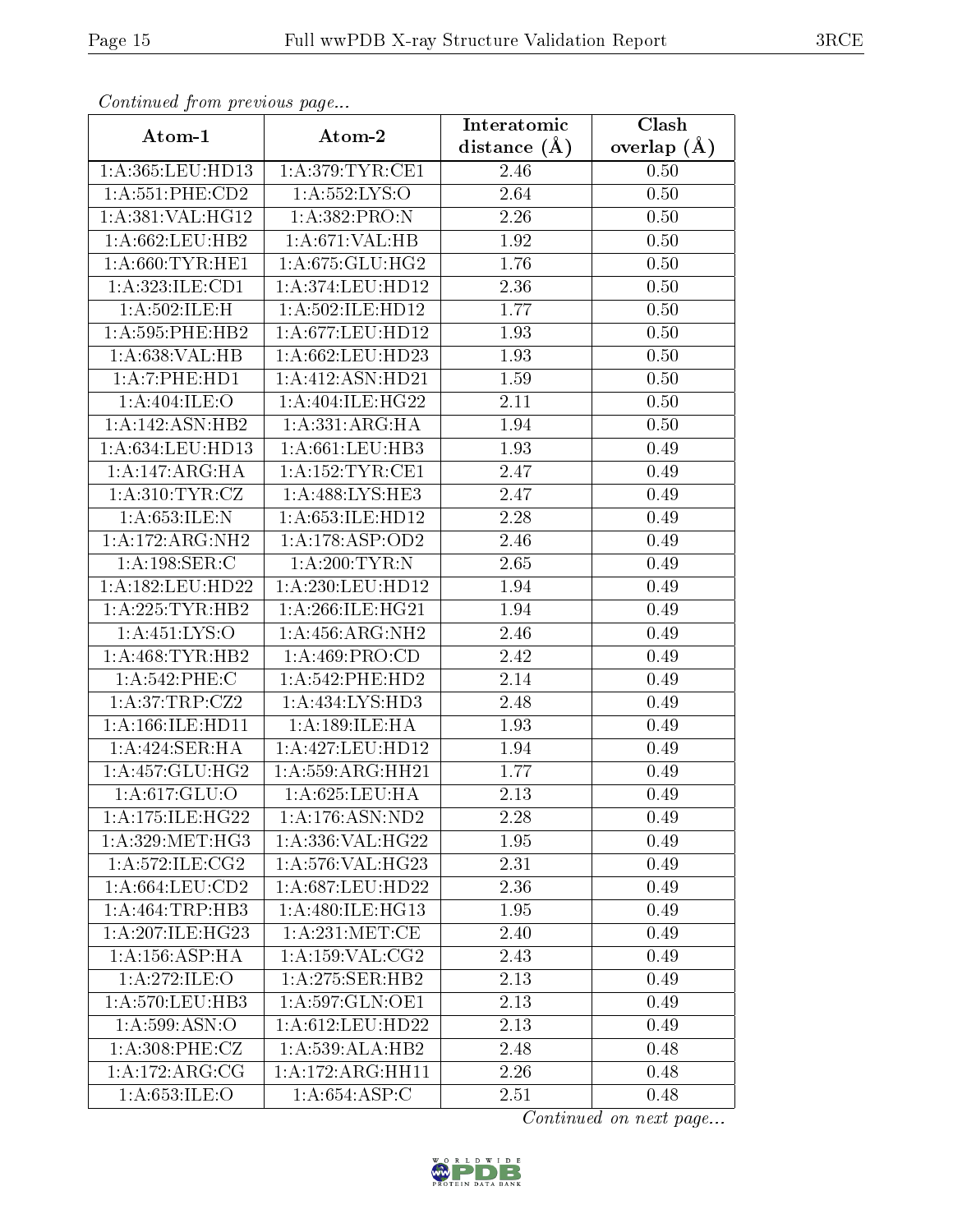*Continued from previous page...*

| Atom-1 | Atom-2 | Interatomic distance (Å) | Clash overlap (Å) |
|---|---|---|---|
| 1:A:365:LEU:HD13 | 1:A:379:TYR:CE1 | 2.46 | 0.50 |
| 1:A:551:PHE:CD2 | 1:A:552:LYS:O | 2.64 | 0.50 |
| 1:A:381:VAL:HG12 | 1:A:382:PRO:N | 2.26 | 0.50 |
| 1:A:662:LEU:HB2 | 1:A:671:VAL:HB | 1.92 | 0.50 |
| 1:A:660:TYR:HE1 | 1:A:675:GLU:HG2 | 1.76 | 0.50 |
| 1:A:323:ILE:CD1 | 1:A:374:LEU:HD12 | 2.36 | 0.50 |
| 1:A:502:ILE:H | 1:A:502:ILE:HD12 | 1.77 | 0.50 |
| 1:A:595:PHE:HB2 | 1:A:677:LEU:HD12 | 1.93 | 0.50 |
| 1:A:638:VAL:HB | 1:A:662:LEU:HD23 | 1.93 | 0.50 |
| 1:A:7:PHE:HD1 | 1:A:412:ASN:HD21 | 1.59 | 0.50 |
| 1:A:404:ILE:O | 1:A:404:ILE:HG22 | 2.11 | 0.50 |
| 1:A:142:ASN:HB2 | 1:A:331:ARG:HA | 1.94 | 0.50 |
| 1:A:634:LEU:HD13 | 1:A:661:LEU:HB3 | 1.93 | 0.49 |
| 1:A:147:ARG:HA | 1:A:152:TYR:CE1 | 2.47 | 0.49 |
| 1:A:310:TYR:CZ | 1:A:488:LYS:HE3 | 2.47 | 0.49 |
| 1:A:653:ILE:N | 1:A:653:ILE:HD12 | 2.28 | 0.49 |
| 1:A:172:ARG:NH2 | 1:A:178:ASP:OD2 | 2.46 | 0.49 |
| 1:A:198:SER:C | 1:A:200:TYR:N | 2.65 | 0.49 |
| 1:A:182:LEU:HD22 | 1:A:230:LEU:HD12 | 1.94 | 0.49 |
| 1:A:225:TYR:HB2 | 1:A:266:ILE:HG21 | 1.94 | 0.49 |
| 1:A:451:LYS:O | 1:A:456:ARG:NH2 | 2.46 | 0.49 |
| 1:A:468:TYR:HB2 | 1:A:469:PRO:CD | 2.42 | 0.49 |
| 1:A:542:PHE:C | 1:A:542:PHE:HD2 | 2.14 | 0.49 |
| 1:A:37:TRP:CZ2 | 1:A:434:LYS:HD3 | 2.48 | 0.49 |
| 1:A:166:ILE:HD11 | 1:A:189:ILE:HA | 1.93 | 0.49 |
| 1:A:424:SER:HA | 1:A:427:LEU:HD12 | 1.94 | 0.49 |
| 1:A:457:GLU:HG2 | 1:A:559:ARG:HH21 | 1.77 | 0.49 |
| 1:A:617:GLU:O | 1:A:625:LEU:HA | 2.13 | 0.49 |
| 1:A:175:ILE:HG22 | 1:A:176:ASN:ND2 | 2.28 | 0.49 |
| 1:A:329:MET:HG3 | 1:A:336:VAL:HG22 | 1.95 | 0.49 |
| 1:A:572:ILE:CG2 | 1:A:576:VAL:HG23 | 2.31 | 0.49 |
| 1:A:664:LEU:CD2 | 1:A:687:LEU:HD22 | 2.36 | 0.49 |
| 1:A:464:TRP:HB3 | 1:A:480:ILE:HG13 | 1.95 | 0.49 |
| 1:A:207:ILE:HG23 | 1:A:231:MET:CE | 2.40 | 0.49 |
| 1:A:156:ASP:HA | 1:A:159:VAL:CG2 | 2.43 | 0.49 |
| 1:A:272:ILE:O | 1:A:275:SER:HB2 | 2.13 | 0.49 |
| 1:A:570:LEU:HB3 | 1:A:597:GLN:OE1 | 2.13 | 0.49 |
| 1:A:599:ASN:O | 1:A:612:LEU:HD22 | 2.13 | 0.49 |
| 1:A:308:PHE:CZ | 1:A:539:ALA:HB2 | 2.48 | 0.48 |
| 1:A:172:ARG:CG | 1:A:172:ARG:HH11 | 2.26 | 0.48 |
| 1:A:653:ILE:O | 1:A:654:ASP:C | 2.51 | 0.48 |

*Continued on next page...*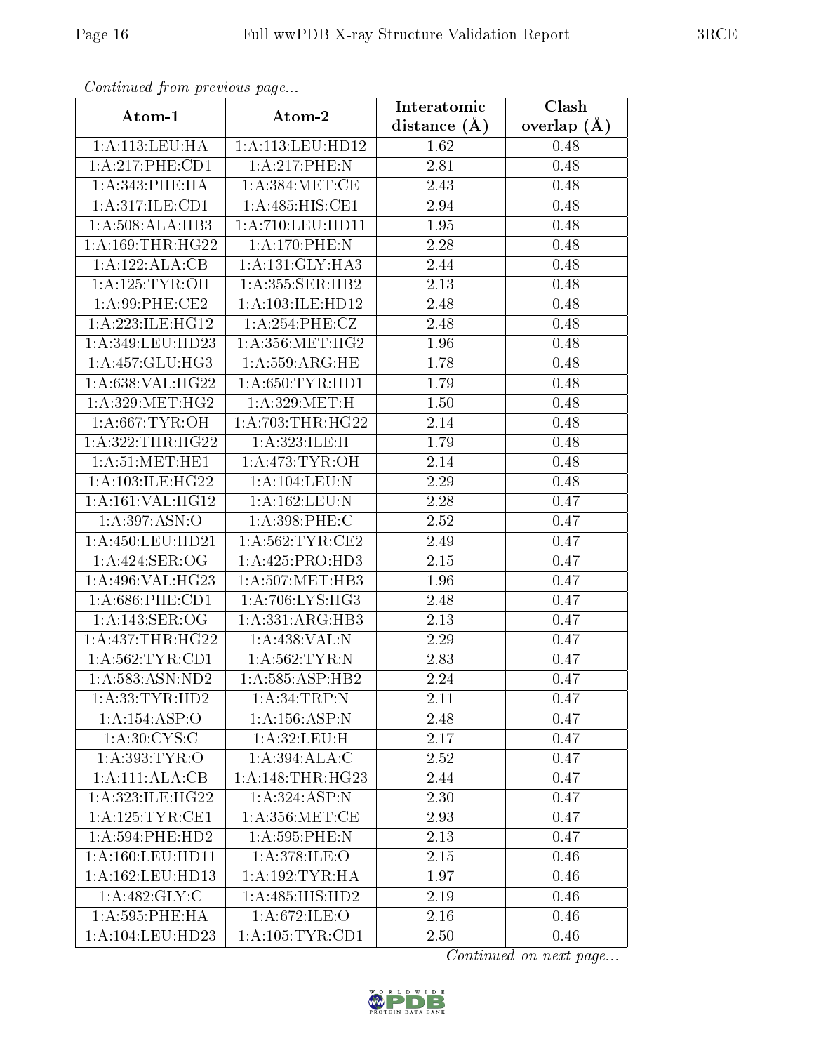*Continued from previous page...*

| Atom-1 | Atom-2 | Interatomic distance (Å) | Clash overlap (Å) |
|---|---|---|---|
| 1:A:113:LEU:HA | 1:A:113:LEU:HD12 | 1.62 | 0.48 |
| 1:A:217:PHE:CD1 | 1:A:217:PHE:N | 2.81 | 0.48 |
| 1:A:343:PHE:HA | 1:A:384:MET:CE | 2.43 | 0.48 |
| 1:A:317:ILE:CD1 | 1:A:485:HIS:CE1 | 2.94 | 0.48 |
| 1:A:508:ALA:HB3 | 1:A:710:LEU:HD11 | 1.95 | 0.48 |
| 1:A:169:THR:HG22 | 1:A:170:PHE:N | 2.28 | 0.48 |
| 1:A:122:ALA:CB | 1:A:131:GLY:HA3 | 2.44 | 0.48 |
| 1:A:125:TYR:OH | 1:A:355:SER:HB2 | 2.13 | 0.48 |
| 1:A:99:PHE:CE2 | 1:A:103:ILE:HD12 | 2.48 | 0.48 |
| 1:A:223:ILE:HG12 | 1:A:254:PHE:CZ | 2.48 | 0.48 |
| 1:A:349:LEU:HD23 | 1:A:356:MET:HG2 | 1.96 | 0.48 |
| 1:A:457:GLU:HG3 | 1:A:559:ARG:HE | 1.78 | 0.48 |
| 1:A:638:VAL:HG22 | 1:A:650:TYR:HD1 | 1.79 | 0.48 |
| 1:A:329:MET:HG2 | 1:A:329:MET:H | 1.50 | 0.48 |
| 1:A:667:TYR:OH | 1:A:703:THR:HG22 | 2.14 | 0.48 |
| 1:A:322:THR:HG22 | 1:A:323:ILE:H | 1.79 | 0.48 |
| 1:A:51:MET:HE1 | 1:A:473:TYR:OH | 2.14 | 0.48 |
| 1:A:103:ILE:HG22 | 1:A:104:LEU:N | 2.29 | 0.48 |
| 1:A:161:VAL:HG12 | 1:A:162:LEU:N | 2.28 | 0.47 |
| 1:A:397:ASN:O | 1:A:398:PHE:C | 2.52 | 0.47 |
| 1:A:450:LEU:HD21 | 1:A:562:TYR:CE2 | 2.49 | 0.47 |
| 1:A:424:SER:OG | 1:A:425:PRO:HD3 | 2.15 | 0.47 |
| 1:A:496:VAL:HG23 | 1:A:507:MET:HB3 | 1.96 | 0.47 |
| 1:A:686:PHE:CD1 | 1:A:706:LYS:HG3 | 2.48 | 0.47 |
| 1:A:143:SER:OG | 1:A:331:ARG:HB3 | 2.13 | 0.47 |
| 1:A:437:THR:HG22 | 1:A:438:VAL:N | 2.29 | 0.47 |
| 1:A:562:TYR:CD1 | 1:A:562:TYR:N | 2.83 | 0.47 |
| 1:A:583:ASN:ND2 | 1:A:585:ASP:HB2 | 2.24 | 0.47 |
| 1:A:33:TYR:HD2 | 1:A:34:TRP:N | 2.11 | 0.47 |
| 1:A:154:ASP:O | 1:A:156:ASP:N | 2.48 | 0.47 |
| 1:A:30:CYS:C | 1:A:32:LEU:H | 2.17 | 0.47 |
| 1:A:393:TYR:O | 1:A:394:ALA:C | 2.52 | 0.47 |
| 1:A:111:ALA:CB | 1:A:148:THR:HG23 | 2.44 | 0.47 |
| 1:A:323:ILE:HG22 | 1:A:324:ASP:N | 2.30 | 0.47 |
| 1:A:125:TYR:CE1 | 1:A:356:MET:CE | 2.93 | 0.47 |
| 1:A:594:PHE:HD2 | 1:A:595:PHE:N | 2.13 | 0.47 |
| 1:A:160:LEU:HD11 | 1:A:378:ILE:O | 2.15 | 0.46 |
| 1:A:162:LEU:HD13 | 1:A:192:TYR:HA | 1.97 | 0.46 |
| 1:A:482:GLY:C | 1:A:485:HIS:HD2 | 2.19 | 0.46 |
| 1:A:595:PHE:HA | 1:A:672:ILE:O | 2.16 | 0.46 |
| 1:A:104:LEU:HD23 | 1:A:105:TYR:CD1 | 2.50 | 0.46 |

*Continued on next page...*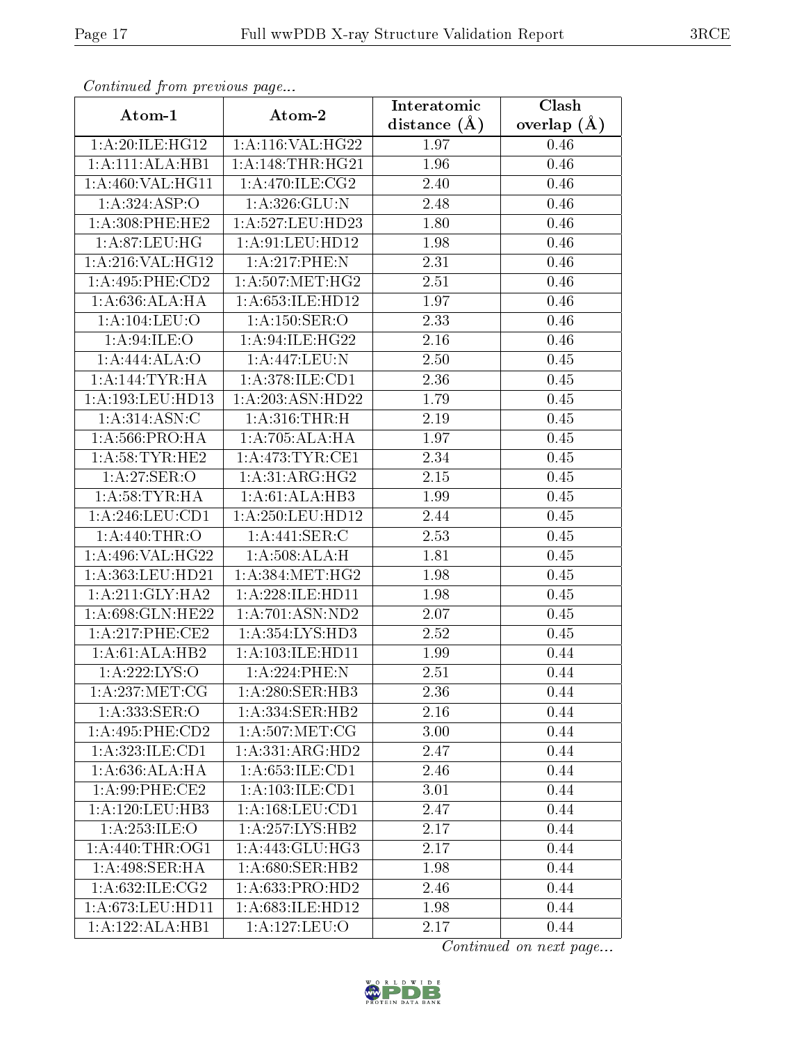*Continued from previous page...*

| Atom-1 | Atom-2 | Interatomic distance (Å) | Clash overlap (Å) |
|---|---|---|---|
| 1:A:20:ILE:HG12 | 1:A:116:VAL:HG22 | 1.97 | 0.46 |
| 1:A:111:ALA:HB1 | 1:A:148:THR:HG21 | 1.96 | 0.46 |
| 1:A:460:VAL:HG11 | 1:A:470:ILE:CG2 | 2.40 | 0.46 |
| 1:A:324:ASP:O | 1:A:326:GLU:N | 2.48 | 0.46 |
| 1:A:308:PHE:HE2 | 1:A:527:LEU:HD23 | 1.80 | 0.46 |
| 1:A:87:LEU:HG | 1:A:91:LEU:HD12 | 1.98 | 0.46 |
| 1:A:216:VAL:HG12 | 1:A:217:PHE:N | 2.31 | 0.46 |
| 1:A:495:PHE:CD2 | 1:A:507:MET:HG2 | 2.51 | 0.46 |
| 1:A:636:ALA:HA | 1:A:653:ILE:HD12 | 1.97 | 0.46 |
| 1:A:104:LEU:O | 1:A:150:SER:O | 2.33 | 0.46 |
| 1:A:94:ILE:O | 1:A:94:ILE:HG22 | 2.16 | 0.46 |
| 1:A:444:ALA:O | 1:A:447:LEU:N | 2.50 | 0.45 |
| 1:A:144:TYR:HA | 1:A:378:ILE:CD1 | 2.36 | 0.45 |
| 1:A:193:LEU:HD13 | 1:A:203:ASN:HD22 | 1.79 | 0.45 |
| 1:A:314:ASN:C | 1:A:316:THR:H | 2.19 | 0.45 |
| 1:A:566:PRO:HA | 1:A:705:ALA:HA | 1.97 | 0.45 |
| 1:A:58:TYR:HE2 | 1:A:473:TYR:CE1 | 2.34 | 0.45 |
| 1:A:27:SER:O | 1:A:31:ARG:HG2 | 2.15 | 0.45 |
| 1:A:58:TYR:HA | 1:A:61:ALA:HB3 | 1.99 | 0.45 |
| 1:A:246:LEU:CD1 | 1:A:250:LEU:HD12 | 2.44 | 0.45 |
| 1:A:440:THR:O | 1:A:441:SER:C | 2.53 | 0.45 |
| 1:A:496:VAL:HG22 | 1:A:508:ALA:H | 1.81 | 0.45 |
| 1:A:363:LEU:HD21 | 1:A:384:MET:HG2 | 1.98 | 0.45 |
| 1:A:211:GLY:HA2 | 1:A:228:ILE:HD11 | 1.98 | 0.45 |
| 1:A:698:GLN:HE22 | 1:A:701:ASN:ND2 | 2.07 | 0.45 |
| 1:A:217:PHE:CE2 | 1:A:354:LYS:HD3 | 2.52 | 0.45 |
| 1:A:61:ALA:HB2 | 1:A:103:ILE:HD11 | 1.99 | 0.44 |
| 1:A:222:LYS:O | 1:A:224:PHE:N | 2.51 | 0.44 |
| 1:A:237:MET:CG | 1:A:280:SER:HB3 | 2.36 | 0.44 |
| 1:A:333:SER:O | 1:A:334:SER:HB2 | 2.16 | 0.44 |
| 1:A:495:PHE:CD2 | 1:A:507:MET:CG | 3.00 | 0.44 |
| 1:A:323:ILE:CD1 | 1:A:331:ARG:HD2 | 2.47 | 0.44 |
| 1:A:636:ALA:HA | 1:A:653:ILE:CD1 | 2.46 | 0.44 |
| 1:A:99:PHE:CE2 | 1:A:103:ILE:CD1 | 3.01 | 0.44 |
| 1:A:120:LEU:HB3 | 1:A:168:LEU:CD1 | 2.47 | 0.44 |
| 1:A:253:ILE:O | 1:A:257:LYS:HB2 | 2.17 | 0.44 |
| 1:A:440:THR:OG1 | 1:A:443:GLU:HG3 | 2.17 | 0.44 |
| 1:A:498:SER:HA | 1:A:680:SER:HB2 | 1.98 | 0.44 |
| 1:A:632:ILE:CG2 | 1:A:633:PRO:HD2 | 2.46 | 0.44 |
| 1:A:673:LEU:HD11 | 1:A:683:ILE:HD12 | 1.98 | 0.44 |
| 1:A:122:ALA:HB1 | 1:A:127:LEU:O | 2.17 | 0.44 |

*Continued on next page...*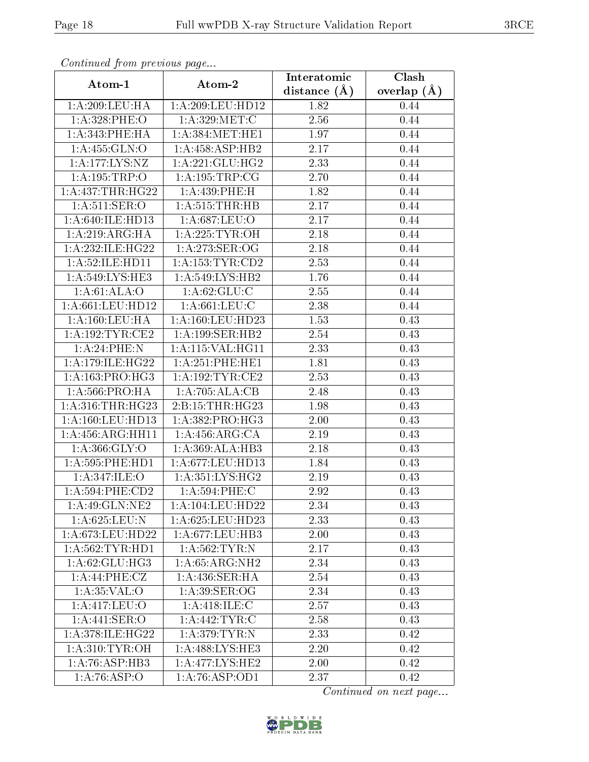*Continued from previous page...*

| Atom-1 | Atom-2 | Interatomic distance (Å) | Clash overlap (Å) |
|---|---|---|---|
| 1:A:209:LEU:HA | 1:A:209:LEU:HD12 | 1.82 | 0.44 |
| 1:A:328:PHE:O | 1:A:329:MET:C | 2.56 | 0.44 |
| 1:A:343:PHE:HA | 1:A:384:MET:HE1 | 1.97 | 0.44 |
| 1:A:455:GLN:O | 1:A:458:ASP:HB2 | 2.17 | 0.44 |
| 1:A:177:LYS:NZ | 1:A:221:GLU:HG2 | 2.33 | 0.44 |
| 1:A:195:TRP:O | 1:A:195:TRP:CG | 2.70 | 0.44 |
| 1:A:437:THR:HG22 | 1:A:439:PHE:H | 1.82 | 0.44 |
| 1:A:511:SER:O | 1:A:515:THR:HB | 2.17 | 0.44 |
| 1:A:640:ILE:HD13 | 1:A:687:LEU:O | 2.17 | 0.44 |
| 1:A:219:ARG:HA | 1:A:225:TYR:OH | 2.18 | 0.44 |
| 1:A:232:ILE:HG22 | 1:A:273:SER:OG | 2.18 | 0.44 |
| 1:A:52:ILE:HD11 | 1:A:153:TYR:CD2 | 2.53 | 0.44 |
| 1:A:549:LYS:HE3 | 1:A:549:LYS:HB2 | 1.76 | 0.44 |
| 1:A:61:ALA:O | 1:A:62:GLU:C | 2.55 | 0.44 |
| 1:A:661:LEU:HD12 | 1:A:661:LEU:C | 2.38 | 0.44 |
| 1:A:160:LEU:HA | 1:A:160:LEU:HD23 | 1.53 | 0.43 |
| 1:A:192:TYR:CE2 | 1:A:199:SER:HB2 | 2.54 | 0.43 |
| 1:A:24:PHE:N | 1:A:115:VAL:HG11 | 2.33 | 0.43 |
| 1:A:179:ILE:HG22 | 1:A:251:PHE:HE1 | 1.81 | 0.43 |
| 1:A:163:PRO:HG3 | 1:A:192:TYR:CE2 | 2.53 | 0.43 |
| 1:A:566:PRO:HA | 1:A:705:ALA:CB | 2.48 | 0.43 |
| 1:A:316:THR:HG23 | 2:B:15:THR:HG23 | 1.98 | 0.43 |
| 1:A:160:LEU:HD13 | 1:A:382:PRO:HG3 | 2.00 | 0.43 |
| 1:A:456:ARG:HH11 | 1:A:456:ARG:CA | 2.19 | 0.43 |
| 1:A:366:GLY:O | 1:A:369:ALA:HB3 | 2.18 | 0.43 |
| 1:A:595:PHE:HD1 | 1:A:677:LEU:HD13 | 1.84 | 0.43 |
| 1:A:347:ILE:O | 1:A:351:LYS:HG2 | 2.19 | 0.43 |
| 1:A:594:PHE:CD2 | 1:A:594:PHE:C | 2.92 | 0.43 |
| 1:A:49:GLN:NE2 | 1:A:104:LEU:HD22 | 2.34 | 0.43 |
| 1:A:625:LEU:N | 1:A:625:LEU:HD23 | 2.33 | 0.43 |
| 1:A:673:LEU:HD22 | 1:A:677:LEU:HB3 | 2.00 | 0.43 |
| 1:A:562:TYR:HD1 | 1:A:562:TYR:N | 2.17 | 0.43 |
| 1:A:62:GLU:HG3 | 1:A:65:ARG:NH2 | 2.34 | 0.43 |
| 1:A:44:PHE:CZ | 1:A:436:SER:HA | 2.54 | 0.43 |
| 1:A:35:VAL:O | 1:A:39:SER:OG | 2.34 | 0.43 |
| 1:A:417:LEU:O | 1:A:418:ILE:C | 2.57 | 0.43 |
| 1:A:441:SER:O | 1:A:442:TYR:C | 2.58 | 0.43 |
| 1:A:378:ILE:HG22 | 1:A:379:TYR:N | 2.33 | 0.42 |
| 1:A:310:TYR:OH | 1:A:488:LYS:HE3 | 2.20 | 0.42 |
| 1:A:76:ASP:HB3 | 1:A:477:LYS:HE2 | 2.00 | 0.42 |
| 1:A:76:ASP:O | 1:A:76:ASP:OD1 | 2.37 | 0.42 |

*Continued on next page...*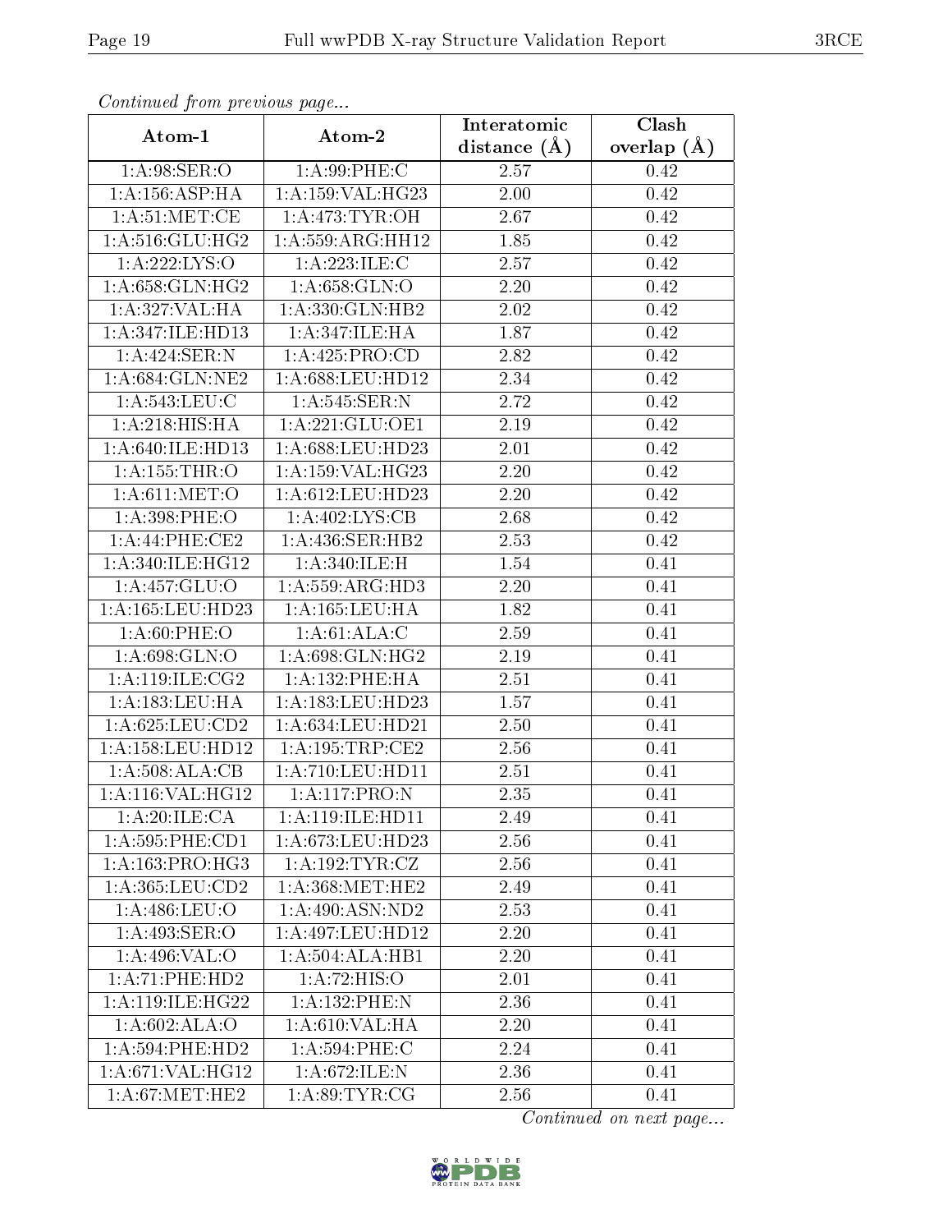*Continued from previous page...*

| Atom-1 | Atom-2 | Interatomic distance (Å) | Clash overlap (Å) |
|---|---|---|---|
| 1:A:98:SER:O | 1:A:99:PHE:C | 2.57 | 0.42 |
| 1:A:156:ASP:HA | 1:A:159:VAL:HG23 | 2.00 | 0.42 |
| 1:A:51:MET:CE | 1:A:473:TYR:OH | 2.67 | 0.42 |
| 1:A:516:GLU:HG2 | 1:A:559:ARG:HH12 | 1.85 | 0.42 |
| 1:A:222:LYS:O | 1:A:223:ILE:C | 2.57 | 0.42 |
| 1:A:658:GLN:HG2 | 1:A:658:GLN:O | 2.20 | 0.42 |
| 1:A:327:VAL:HA | 1:A:330:GLN:HB2 | 2.02 | 0.42 |
| 1:A:347:ILE:HD13 | 1:A:347:ILE:HA | 1.87 | 0.42 |
| 1:A:424:SER:N | 1:A:425:PRO:CD | 2.82 | 0.42 |
| 1:A:684:GLN:NE2 | 1:A:688:LEU:HD12 | 2.34 | 0.42 |
| 1:A:543:LEU:C | 1:A:545:SER:N | 2.72 | 0.42 |
| 1:A:218:HIS:HA | 1:A:221:GLU:OE1 | 2.19 | 0.42 |
| 1:A:640:ILE:HD13 | 1:A:688:LEU:HD23 | 2.01 | 0.42 |
| 1:A:155:THR:O | 1:A:159:VAL:HG23 | 2.20 | 0.42 |
| 1:A:611:MET:O | 1:A:612:LEU:HD23 | 2.20 | 0.42 |
| 1:A:398:PHE:O | 1:A:402:LYS:CB | 2.68 | 0.42 |
| 1:A:44:PHE:CE2 | 1:A:436:SER:HB2 | 2.53 | 0.42 |
| 1:A:340:ILE:HG12 | 1:A:340:ILE:H | 1.54 | 0.41 |
| 1:A:457:GLU:O | 1:A:559:ARG:HD3 | 2.20 | 0.41 |
| 1:A:165:LEU:HD23 | 1:A:165:LEU:HA | 1.82 | 0.41 |
| 1:A:60:PHE:O | 1:A:61:ALA:C | 2.59 | 0.41 |
| 1:A:698:GLN:O | 1:A:698:GLN:HG2 | 2.19 | 0.41 |
| 1:A:119:ILE:CG2 | 1:A:132:PHE:HA | 2.51 | 0.41 |
| 1:A:183:LEU:HA | 1:A:183:LEU:HD23 | 1.57 | 0.41 |
| 1:A:625:LEU:CD2 | 1:A:634:LEU:HD21 | 2.50 | 0.41 |
| 1:A:158:LEU:HD12 | 1:A:195:TRP:CE2 | 2.56 | 0.41 |
| 1:A:508:ALA:CB | 1:A:710:LEU:HD11 | 2.51 | 0.41 |
| 1:A:116:VAL:HG12 | 1:A:117:PRO:N | 2.35 | 0.41 |
| 1:A:20:ILE:CA | 1:A:119:ILE:HD11 | 2.49 | 0.41 |
| 1:A:595:PHE:CD1 | 1:A:673:LEU:HD23 | 2.56 | 0.41 |
| 1:A:163:PRO:HG3 | 1:A:192:TYR:CZ | 2.56 | 0.41 |
| 1:A:365:LEU:CD2 | 1:A:368:MET:HE2 | 2.49 | 0.41 |
| 1:A:486:LEU:O | 1:A:490:ASN:ND2 | 2.53 | 0.41 |
| 1:A:493:SER:O | 1:A:497:LEU:HD12 | 2.20 | 0.41 |
| 1:A:496:VAL:O | 1:A:504:ALA:HB1 | 2.20 | 0.41 |
| 1:A:71:PHE:HD2 | 1:A:72:HIS:O | 2.01 | 0.41 |
| 1:A:119:ILE:HG22 | 1:A:132:PHE:N | 2.36 | 0.41 |
| 1:A:602:ALA:O | 1:A:610:VAL:HA | 2.20 | 0.41 |
| 1:A:594:PHE:HD2 | 1:A:594:PHE:C | 2.24 | 0.41 |
| 1:A:671:VAL:HG12 | 1:A:672:ILE:N | 2.36 | 0.41 |
| 1:A:67:MET:HE2 | 1:A:89:TYR:CG | 2.56 | 0.41 |

*Continued on next page...*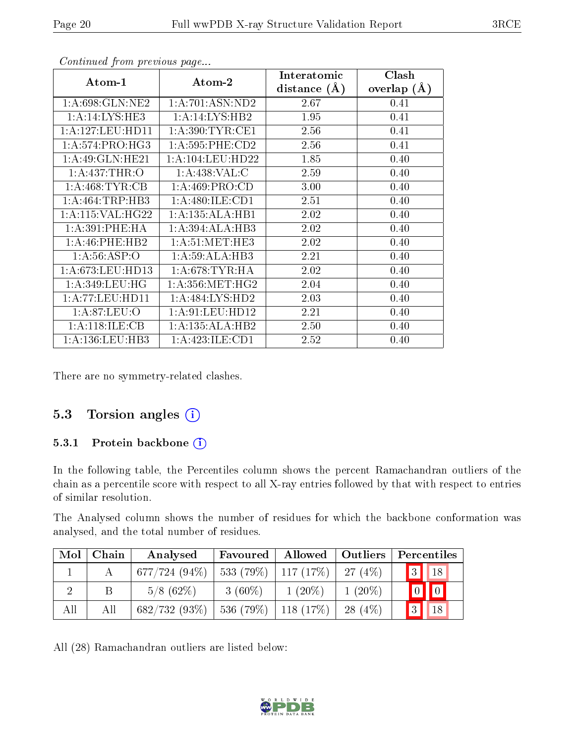*Continued from previous page...*

| Atom-1 | Atom-2 | Interatomic distance (Å) | Clash overlap (Å) |
|---|---|---|---|
| 1:A:698:GLN:NE2 | 1:A:701:ASN:ND2 | 2.67 | 0.41 |
| 1:A:14:LYS:HE3 | 1:A:14:LYS:HB2 | 1.95 | 0.41 |
| 1:A:127:LEU:HD11 | 1:A:390:TYR:CE1 | 2.56 | 0.41 |
| 1:A:574:PRO:HG3 | 1:A:595:PHE:CD2 | 2.56 | 0.41 |
| 1:A:49:GLN:HE21 | 1:A:104:LEU:HD22 | 1.85 | 0.40 |
| 1:A:437:THR:O | 1:A:438:VAL:C | 2.59 | 0.40 |
| 1:A:468:TYR:CB | 1:A:469:PRO:CD | 3.00 | 0.40 |
| 1:A:464:TRP:HB3 | 1:A:480:ILE:CD1 | 2.51 | 0.40 |
| 1:A:115:VAL:HG22 | 1:A:135:ALA:HB1 | 2.02 | 0.40 |
| 1:A:391:PHE:HA | 1:A:394:ALA:HB3 | 2.02 | 0.40 |
| 1:A:46:PHE:HB2 | 1:A:51:MET:HE3 | 2.02 | 0.40 |
| 1:A:56:ASP:O | 1:A:59:ALA:HB3 | 2.21 | 0.40 |
| 1:A:673:LEU:HD13 | 1:A:678:TYR:HA | 2.02 | 0.40 |
| 1:A:349:LEU:HG | 1:A:356:MET:HG2 | 2.04 | 0.40 |
| 1:A:77:LEU:HD11 | 1:A:484:LYS:HD2 | 2.03 | 0.40 |
| 1:A:87:LEU:O | 1:A:91:LEU:HD12 | 2.21 | 0.40 |
| 1:A:118:ILE:CB | 1:A:135:ALA:HB2 | 2.50 | 0.40 |
| 1:A:136:LEU:HB3 | 1:A:423:ILE:CD1 | 2.52 | 0.40 |

There are no symmetry-related clashes.

## 5.3 Torsion angles

### 5.3.1 Protein backbone

In the following table, the Percentiles column shows the percent Ramachandran outliers of the chain as a percentile score with respect to all X-ray entries followed by that with respect to entries of similar resolution.

The Analysed column shows the number of residues for which the backbone conformation was analysed, and the total number of residues.

| Mol | Chain | Analysed | Favoured | Allowed | Outliers | Percentiles | |
|---|---|---|---|---|---|---|---|
| 1 | A | 677/724 (94%) | 533 (79%) | 117 (17%) | 27 (4%) | 3 | 18 |
| 2 | B | 5/8 (62%) | 3 (60%) | 1 (20%) | 1 (20%) | 0 | 0 |
| All | All | 682/732 (93%) | 536 (79%) | 118 (17%) | 28 (4%) | 3 | 18 |

All (28) Ramachandran outliers are listed below: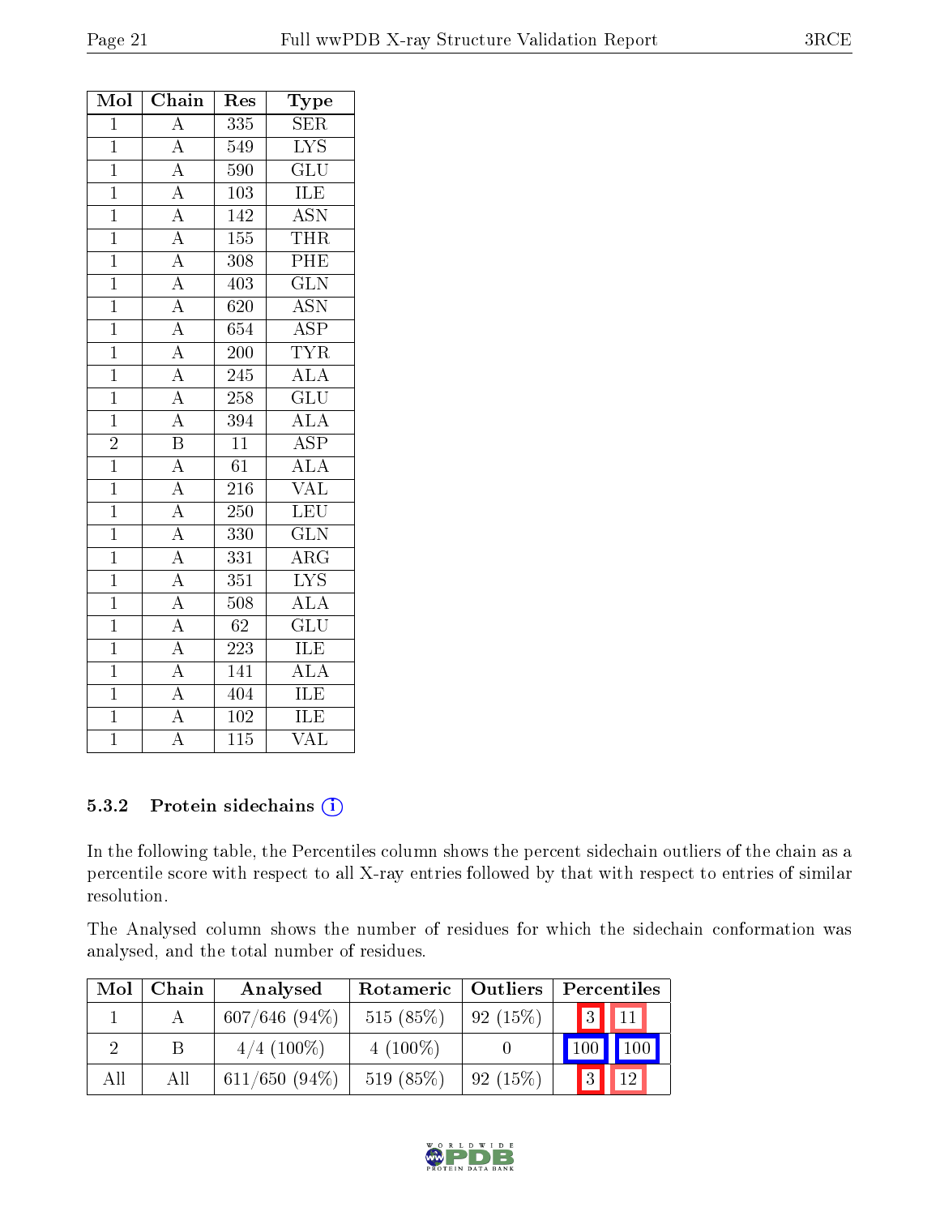| Mol | Chain | Res | Type |
|---|---|---|---|
| 1 | A | 335 | SER |
| 1 | A | 549 | LYS |
| 1 | A | 590 | GLU |
| 1 | A | 103 | ILE |
| 1 | A | 142 | ASN |
| 1 | A | 155 | THR |
| 1 | A | 308 | PHE |
| 1 | A | 403 | GLN |
| 1 | A | 620 | ASN |
| 1 | A | 654 | ASP |
| 1 | A | 200 | TYR |
| 1 | A | 245 | ALA |
| 1 | A | 258 | GLU |
| 1 | A | 394 | ALA |
| 2 | B | 11 | ASP |
| 1 | A | 61 | ALA |
| 1 | A | 216 | VAL |
| 1 | A | 250 | LEU |
| 1 | A | 330 | GLN |
| 1 | A | 331 | ARG |
| 1 | A | 351 | LYS |
| 1 | A | 508 | ALA |
| 1 | A | 62 | GLU |
| 1 | A | 223 | ILE |
| 1 | A | 141 | ALA |
| 1 | A | 404 | ILE |
| 1 | A | 102 | ILE |
| 1 | A | 115 | VAL |

### 5.3.2 Protein sidechains

In the following table, the Percentiles column shows the percent sidechain outliers of the chain as a percentile score with respect to all X-ray entries followed by that with respect to entries of similar resolution.

The Analysed column shows the number of residues for which the sidechain conformation was analysed, and the total number of residues.

| Mol | Chain | Analysed | Rotameric | Outliers | Percentiles | |
|---|---|---|---|---|---|---|
| 1 | A | 607/646 (94%) | 515 (85%) | 92 (15%) | 3 | 11 |
| 2 | B | 4/4 (100%) | 4 (100%) | 0 | 100 | 100 |
| All | All | 611/650 (94%) | 519 (85%) | 92 (15%) | 3 | 12 |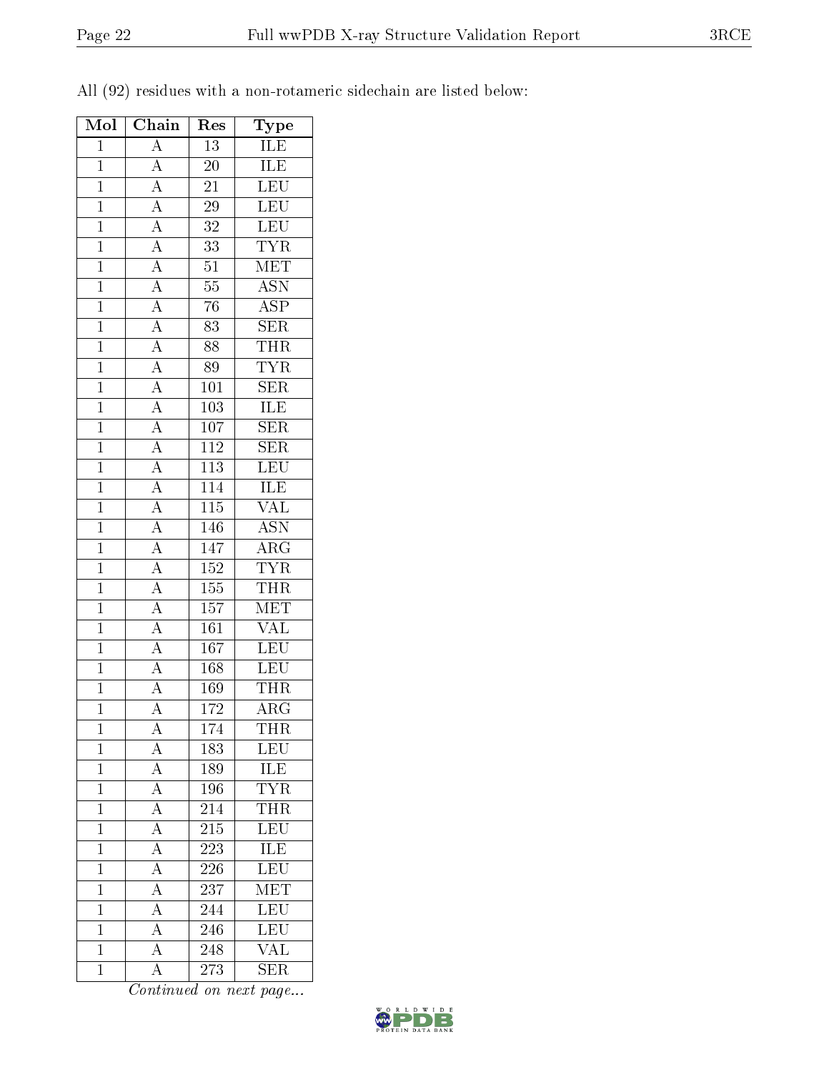All (92) residues with a non-rotameric sidechain are listed below:

| Mol | Chain | Res | Type |
| --- | --- | --- | --- |
| 1 | A | 13 | ILE |
| 1 | A | 20 | ILE |
| 1 | A | 21 | LEU |
| 1 | A | 29 | LEU |
| 1 | A | 32 | LEU |
| 1 | A | 33 | TYR |
| 1 | A | 51 | MET |
| 1 | A | 55 | ASN |
| 1 | A | 76 | ASP |
| 1 | A | 83 | SER |
| 1 | A | 88 | THR |
| 1 | A | 89 | TYR |
| 1 | A | 101 | SER |
| 1 | A | 103 | ILE |
| 1 | A | 107 | SER |
| 1 | A | 112 | SER |
| 1 | A | 113 | LEU |
| 1 | A | 114 | ILE |
| 1 | A | 115 | VAL |
| 1 | A | 146 | ASN |
| 1 | A | 147 | ARG |
| 1 | A | 152 | TYR |
| 1 | A | 155 | THR |
| 1 | A | 157 | MET |
| 1 | A | 161 | VAL |
| 1 | A | 167 | LEU |
| 1 | A | 168 | LEU |
| 1 | A | 169 | THR |
| 1 | A | 172 | ARG |
| 1 | A | 174 | THR |
| 1 | A | 183 | LEU |
| 1 | A | 189 | ILE |
| 1 | A | 196 | TYR |
| 1 | A | 214 | THR |
| 1 | A | 215 | LEU |
| 1 | A | 223 | ILE |
| 1 | A | 226 | LEU |
| 1 | A | 237 | MET |
| 1 | A | 244 | LEU |
| 1 | A | 246 | LEU |
| 1 | A | 248 | VAL |
| 1 | A | 273 | SER |

*Continued on next page...*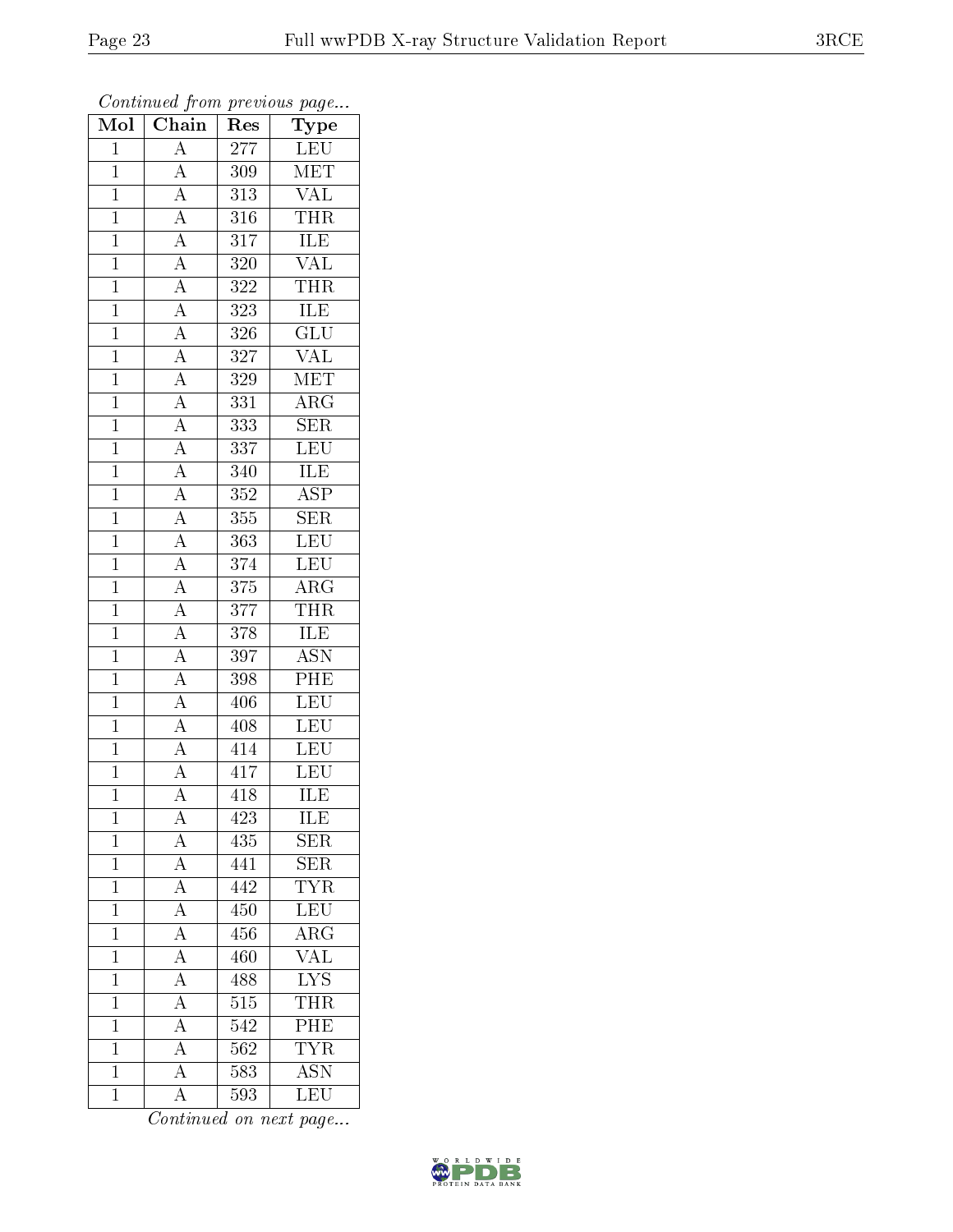*Continued from previous page...*

| Mol | Chain | Res | Type |
|---|---|---|---|
| 1 | A | 277 | LEU |
| 1 | A | 309 | MET |
| 1 | A | 313 | VAL |
| 1 | A | 316 | THR |
| 1 | A | 317 | ILE |
| 1 | A | 320 | VAL |
| 1 | A | 322 | THR |
| 1 | A | 323 | ILE |
| 1 | A | 326 | GLU |
| 1 | A | 327 | VAL |
| 1 | A | 329 | MET |
| 1 | A | 331 | ARG |
| 1 | A | 333 | SER |
| 1 | A | 337 | LEU |
| 1 | A | 340 | ILE |
| 1 | A | 352 | ASP |
| 1 | A | 355 | SER |
| 1 | A | 363 | LEU |
| 1 | A | 374 | LEU |
| 1 | A | 375 | ARG |
| 1 | A | 377 | THR |
| 1 | A | 378 | ILE |
| 1 | A | 397 | ASN |
| 1 | A | 398 | PHE |
| 1 | A | 406 | LEU |
| 1 | A | 408 | LEU |
| 1 | A | 414 | LEU |
| 1 | A | 417 | LEU |
| 1 | A | 418 | ILE |
| 1 | A | 423 | ILE |
| 1 | A | 435 | SER |
| 1 | A | 441 | SER |
| 1 | A | 442 | TYR |
| 1 | A | 450 | LEU |
| 1 | A | 456 | ARG |
| 1 | A | 460 | VAL |
| 1 | A | 488 | LYS |
| 1 | A | 515 | THR |
| 1 | A | 542 | PHE |
| 1 | A | 562 | TYR |
| 1 | A | 583 | ASN |
| 1 | A | 593 | LEU |

*Continued on next page...*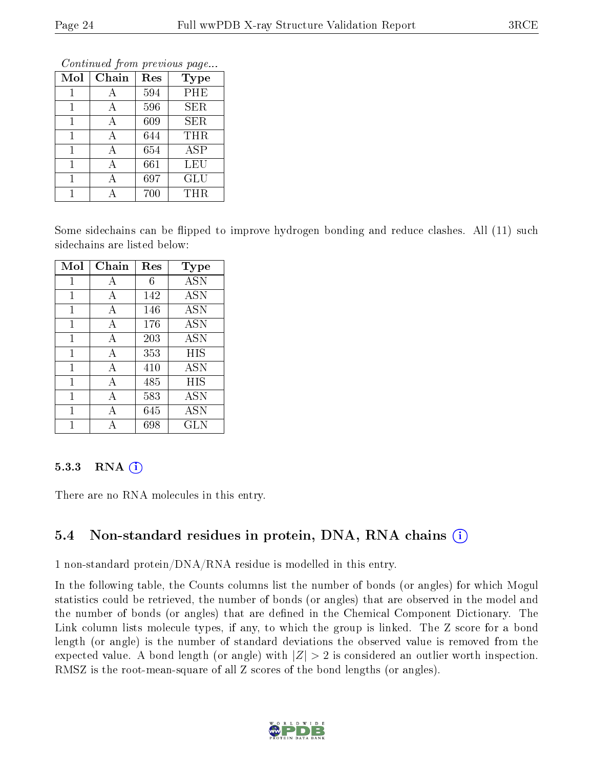*Continued from previous page...*

| Mol | Chain | Res | Type |
|---|---|---|---|
| 1 | A | 594 | PHE |
| 1 | A | 596 | SER |
| 1 | A | 609 | SER |
| 1 | A | 644 | THR |
| 1 | A | 654 | ASP |
| 1 | A | 661 | LEU |
| 1 | A | 697 | GLU |
| 1 | A | 700 | THR |

Some sidechains can be flipped to improve hydrogen bonding and reduce clashes. All (11) such sidechains are listed below:

| Mol | Chain | Res | Type |
|---|---|---|---|
| 1 | A | 6 | ASN |
| 1 | A | 142 | ASN |
| 1 | A | 146 | ASN |
| 1 | A | 176 | ASN |
| 1 | A | 203 | ASN |
| 1 | A | 353 | HIS |
| 1 | A | 410 | ASN |
| 1 | A | 485 | HIS |
| 1 | A | 583 | ASN |
| 1 | A | 645 | ASN |
| 1 | A | 698 | GLN |

### 5.3.3 RNA

There are no RNA molecules in this entry.

## 5.4 Non-standard residues in protein, DNA, RNA chains

1 non-standard protein/DNA/RNA residue is modelled in this entry.

In the following table, the Counts columns list the number of bonds (or angles) for which Mogul statistics could be retrieved, the number of bonds (or angles) that are observed in the model and the number of bonds (or angles) that are defined in the Chemical Component Dictionary. The Link column lists molecule types, if any, to which the group is linked. The Z score for a bond length (or angle) is the number of standard deviations the observed value is removed from the expected value. A bond length (or angle) with $|Z| > 2$ is considered an outlier worth inspection. RMSZ is the root-mean-square of all Z scores of the bond lengths (or angles).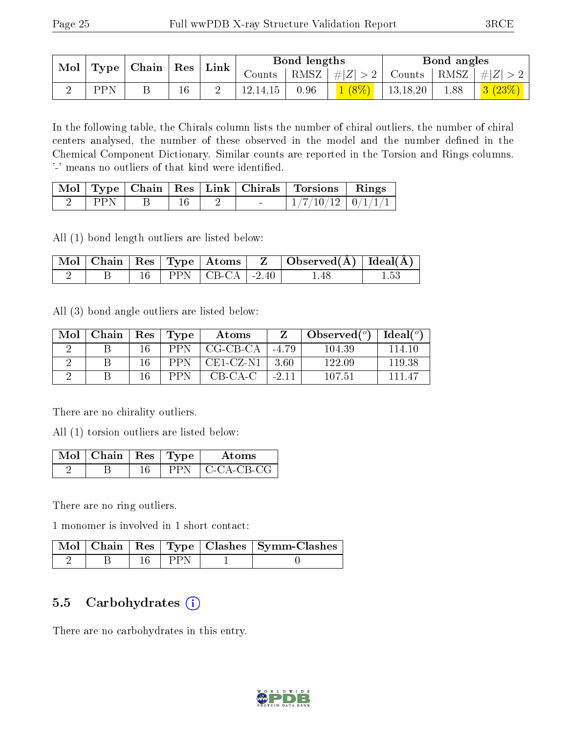| Mol | Type | Chain | Res | Link | Bond lengths | | | Bond angles | | |
|---|---|---|---|---|---|---|---|---|---|---|
| | | | | | Counts | RMSZ | $\#\|Z\|>2$ | Counts | RMSZ | $\#\|Z\|>2$ |
| 2 | PPN | B | 16 | 2 | 12,14,15 | 0.96 | 1 (8%) | 13,18,20 | 1.88 | 3 (23%) |

In the following table, the Chirals column lists the number of chiral outliers, the number of chiral centers analysed, the number of these observed in the model and the number defined in the Chemical Component Dictionary. Similar counts are reported in the Torsion and Rings columns. '-' means no outliers of that kind were identified.

| Mol | Type | Chain | Res | Link | Chirals | Torsions | Rings |
|---|---|---|---|---|---|---|---|
| 2 | PPN | B | 16 | 2 | - | 1/7/10/12 | 0/1/1/1 |

All (1) bond length outliers are listed below:

| Mol | Chain | Res | Type | Atoms | Z | Observed(Å) | Ideal(Å) |
|---|---|---|---|---|---|---|---|
| 2 | B | 16 | PPN | CB-CA | -2.40 | 1.48 | 1.53 |

All (3) bond angle outliers are listed below:

| Mol | Chain | Res | Type | Atoms | Z | Observed(°) | Ideal(°) |
|---|---|---|---|---|---|---|---|
| 2 | B | 16 | PPN | CG-CB-CA | -4.79 | 104.39 | 114.10 |
| 2 | B | 16 | PPN | CE1-CZ-N1 | 3.60 | 122.09 | 119.38 |
| 2 | B | 16 | PPN | CB-CA-C | -2.11 | 107.51 | 111.47 |

There are no chirality outliers.

All (1) torsion outliers are listed below:

| Mol | Chain | Res | Type | Atoms |
|---|---|---|---|---|
| 2 | B | 16 | PPN | C-CA-CB-CG |

There are no ring outliers.

1 monomer is involved in 1 short contact:

| Mol | Chain | Res | Type | Clashes | Symm-Clashes |
|---|---|---|---|---|---|
| 2 | B | 16 | PPN | 1 | 0 |

## 5.5 Carbohydrates

There are no carbohydrates in this entry.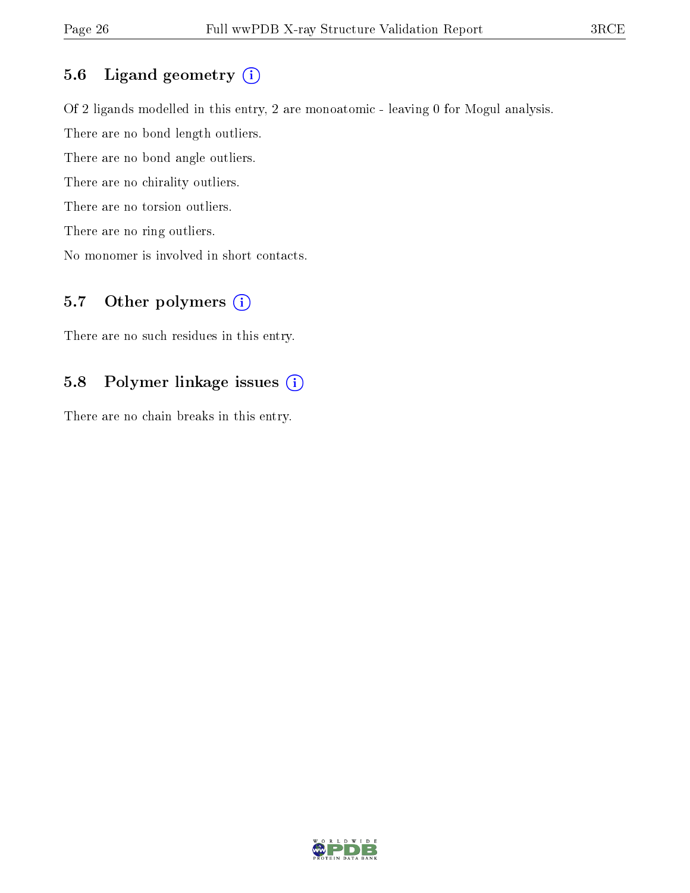### 5.6 Ligand geometry (i)

Of 2 ligands modelled in this entry, 2 are monoatomic - leaving 0 for Mogul analysis.

There are no bond length outliers.

There are no bond angle outliers.

There are no chirality outliers.

There are no torsion outliers.

There are no ring outliers.

No monomer is involved in short contacts.

### 5.7 Other polymers (i)

There are no such residues in this entry.

### 5.8 Polymer linkage issues (i)

There are no chain breaks in this entry.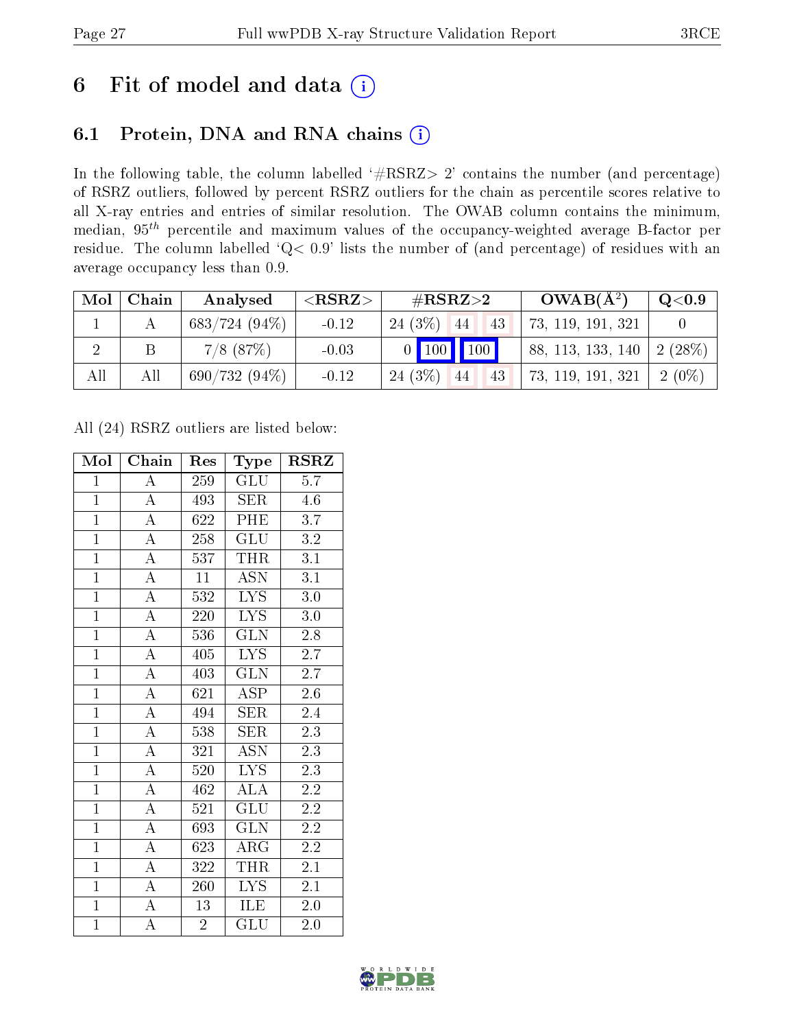# 6 Fit of model and data (i)

## 6.1 Protein, DNA and RNA chains (i)

In the following table, the column labelled '#RSRZ> 2' contains the number (and percentage) of RSRZ outliers, followed by percent RSRZ outliers for the chain as percentile scores relative to all X-ray entries and entries of similar resolution. The OWAB column contains the minimum, median, $95^{th}$ percentile and maximum values of the occupancy-weighted average B-factor per residue. The column labelled 'Q< 0.9' lists the number of (and percentage) of residues with an average occupancy less than 0.9.

| Mol | Chain | Analysed | <RSRZ> | #RSRZ>2 | | | OWAB(Å$^2$) | Q<0.9 |
|---|---|---|---|---|---|---|---|---|
| 1 | A | 683/724 (94%) | -0.12 | 24 (3%) | 44 | 43 | 73, 119, 191, 321 | 0 |
| 2 | B | 7/8 (87%) | -0.03 | 0 | 100 | 100 | 88, 113, 133, 140 | 2 (28%) |
| All | All | 690/732 (94%) | -0.12 | 24 (3%) | 44 | 43 | 73, 119, 191, 321 | 2 (0%) |

All (24) RSRZ outliers are listed below:

| Mol | Chain | Res | Type | RSRZ |
|---|---|---|---|---|
| 1 | A | 259 | GLU | 5.7 |
| 1 | A | 493 | SER | 4.6 |
| 1 | A | 622 | PHE | 3.7 |
| 1 | A | 258 | GLU | 3.2 |
| 1 | A | 537 | THR | 3.1 |
| 1 | A | 11 | ASN | 3.1 |
| 1 | A | 532 | LYS | 3.0 |
| 1 | A | 220 | LYS | 3.0 |
| 1 | A | 536 | GLN | 2.8 |
| 1 | A | 405 | LYS | 2.7 |
| 1 | A | 403 | GLN | 2.7 |
| 1 | A | 621 | ASP | 2.6 |
| 1 | A | 494 | SER | 2.4 |
| 1 | A | 538 | SER | 2.3 |
| 1 | A | 321 | ASN | 2.3 |
| 1 | A | 520 | LYS | 2.3 |
| 1 | A | 462 | ALA | 2.2 |
| 1 | A | 521 | GLU | 2.2 |
| 1 | A | 693 | GLN | 2.2 |
| 1 | A | 623 | ARG | 2.2 |
| 1 | A | 322 | THR | 2.1 |
| 1 | A | 260 | LYS | 2.1 |
| 1 | A | 13 | ILE | 2.0 |
| 1 | A | 2 | GLU | 2.0 |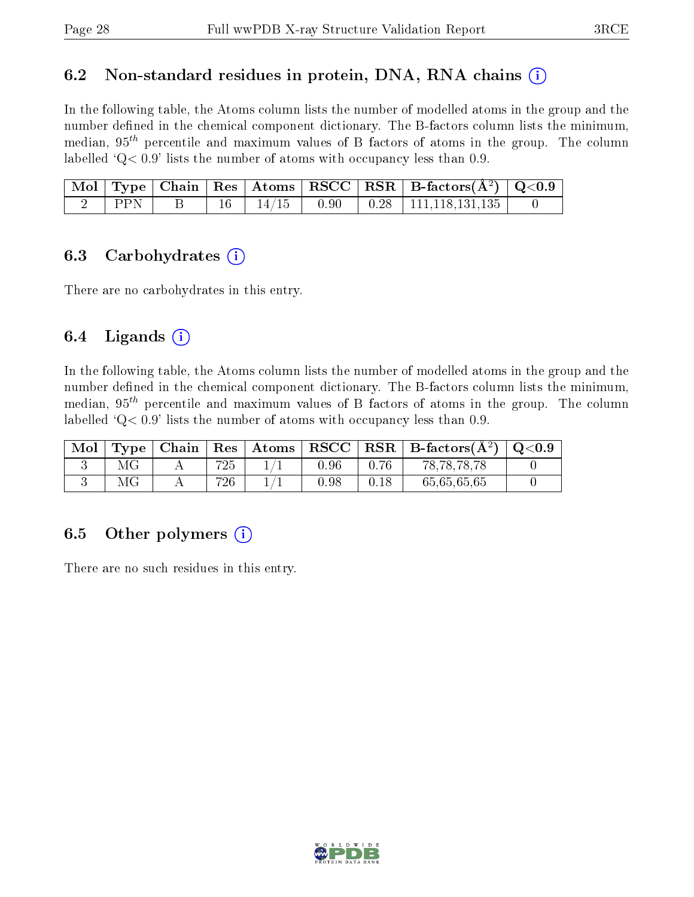## 6.2 Non-standard residues in protein, DNA, RNA chains

In the following table, the Atoms column lists the number of modelled atoms in the group and the number defined in the chemical component dictionary. The B-factors column lists the minimum, median, $95^{th}$ percentile and maximum values of B factors of atoms in the group. The column labelled 'Q< 0.9' lists the number of atoms with occupancy less than 0.9.

| Mol | Type | Chain | Res | Atoms | RSCC | RSR | B-factors(Å$^2$) | Q<0.9 |
|---|---|---|---|---|---|---|---|---|
| 2 | PPN | B | 16 | 14/15 | 0.90 | 0.28 | 111,118,131,135 | 0 |

## 6.3 Carbohydrates

There are no carbohydrates in this entry.

## 6.4 Ligands

In the following table, the Atoms column lists the number of modelled atoms in the group and the number defined in the chemical component dictionary. The B-factors column lists the minimum, median, $95^{th}$ percentile and maximum values of B factors of atoms in the group. The column labelled 'Q< 0.9' lists the number of atoms with occupancy less than 0.9.

| Mol | Type | Chain | Res | Atoms | RSCC | RSR | B-factors(Å$^2$) | Q<0.9 |
|---|---|---|---|---|---|---|---|---|
| 3 | MG | A | 725 | 1/1 | 0.96 | 0.76 | 78,78,78,78 | 0 |
| 3 | MG | A | 726 | 1/1 | 0.98 | 0.18 | 65,65,65,65 | 0 |

## 6.5 Other polymers

There are no such residues in this entry.